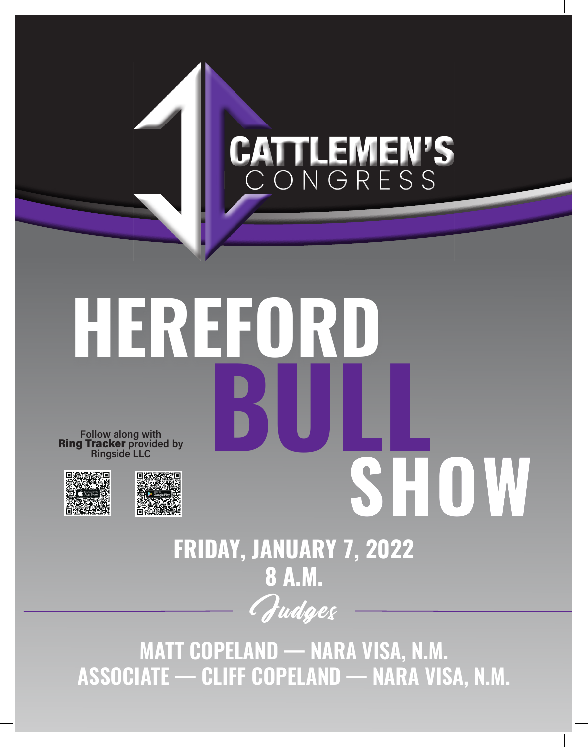CATTLEMEN'S
CONGRESS

# HEREFORD BULL SHOW

Follow along with **Ring Tracker** provided by Ringside LLC

## FRIDAY, JANUARY 7, 2022
## 8 A.M.

*Judges*

**MATT COPELAND — NARA VISA, N.M.**
**ASSOCIATE — CLIFF COPELAND — NARA VISA, N.M.**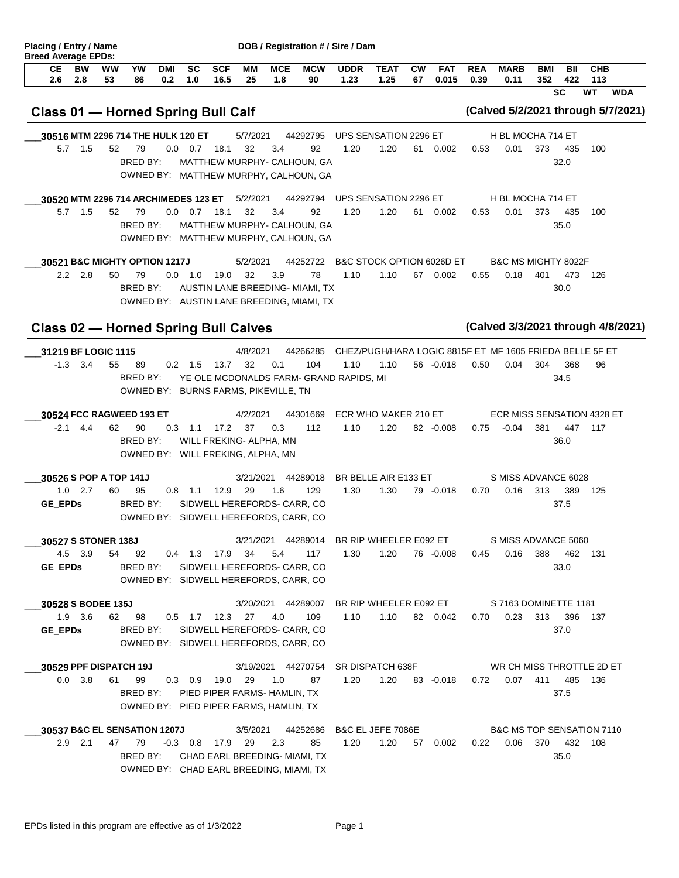**Placing / Entry / Name** — **DOB / Registration # / Sire / Dam**

**Breed Average EPDs:**

| CE | BW | WW | YW | DMI | SC | SCF | MM | MCE | MCW | UDDR | TEAT | CW | FAT | REA | MARB | BMI | BII | CHB |
|---|---|---|---|---|---|---|---|---|---|---|---|---|---|---|---|---|---|---|
| 2.6 | 2.8 | 53 | 86 | 0.2 | 1.0 | 16.5 | 25 | 1.8 | 90 | 1.23 | 1.25 | 67 | 0.015 | 0.39 | 0.11 | 352 | 422 | 113 |

SC WT WDA

## Class 01 — Horned Spring Bull Calf

(Calved 5/2/2021 through 5/7/2021)

___**30516 MTM 2296 714 THE HULK 120 ET** 5/7/2021 44292795 UPS SENSATION 2296 ET H BL MOCHA 714 ET

| CE | BW | WW | YW | DMI | SC | SCF | MM | MCE | MCW | UDDR | TEAT | CW | FAT | REA | MARB | BMI | BII | CHB |
|---|---|---|---|---|---|---|---|---|---|---|---|---|---|---|---|---|---|---|
| 5.7 | 1.5 | 52 | 79 | 0.0 | 0.7 | 18.1 | 32 | 3.4 | 92 | 1.20 | 1.20 | 61 | 0.002 | 0.53 | 0.01 | 373 | 435 | 100 |

BRED BY: MATTHEW MURPHY- CALHOUN, GA
OWNED BY: MATTHEW MURPHY, CALHOUN, GA
SC: 32.0

___**30520 MTM 2296 714 ARCHIMEDES 123 ET** 5/2/2021 44292794 UPS SENSATION 2296 ET H BL MOCHA 714 ET

| CE | BW | WW | YW | DMI | SC | SCF | MM | MCE | MCW | UDDR | TEAT | CW | FAT | REA | MARB | BMI | BII | CHB |
|---|---|---|---|---|---|---|---|---|---|---|---|---|---|---|---|---|---|---|
| 5.7 | 1.5 | 52 | 79 | 0.0 | 0.7 | 18.1 | 32 | 3.4 | 92 | 1.20 | 1.20 | 61 | 0.002 | 0.53 | 0.01 | 373 | 435 | 100 |

BRED BY: MATTHEW MURPHY- CALHOUN, GA
OWNED BY: MATTHEW MURPHY, CALHOUN, GA
SC: 35.0

___**30521 B&C MIGHTY OPTION 1217J** 5/2/2021 44252722 B&C STOCK OPTION 6026D ET B&C MS MIGHTY 8022F

| CE | BW | WW | YW | DMI | SC | SCF | MM | MCE | MCW | UDDR | TEAT | CW | FAT | REA | MARB | BMI | BII | CHB |
|---|---|---|---|---|---|---|---|---|---|---|---|---|---|---|---|---|---|---|
| 2.2 | 2.8 | 50 | 79 | 0.0 | 1.0 | 19.0 | 32 | 3.9 | 78 | 1.10 | 1.10 | 67 | 0.002 | 0.55 | 0.18 | 401 | 473 | 126 |

BRED BY: AUSTIN LANE BREEDING- MIAMI, TX
OWNED BY: AUSTIN LANE BREEDING, MIAMI, TX
SC: 30.0

## Class 02 — Horned Spring Bull Calves

(Calved 3/3/2021 through 4/8/2021)

___**31219 BF LOGIC 1115** 4/8/2021 44266285 CHEZ/PUGH/HARA LOGIC 8815F ET MF 1605 FRIEDA BELLE 5F ET

| CE | BW | WW | YW | DMI | SC | SCF | MM | MCE | MCW | UDDR | TEAT | CW | FAT | REA | MARB | BMI | BII | CHB |
|---|---|---|---|---|---|---|---|---|---|---|---|---|---|---|---|---|---|---|
| -1.3 | 3.4 | 55 | 89 | 0.2 | 1.5 | 13.7 | 32 | 0.1 | 104 | 1.10 | 1.10 | 56 | -0.018 | 0.50 | 0.04 | 304 | 368 | 96 |

BRED BY: YE OLE MCDONALDS FARM- GRAND RAPIDS, MI
OWNED BY: BURNS FARMS, PIKEVILLE, TN
SC: 34.5

___**30524 FCC RAGWEED 193 ET** 4/2/2021 44301669 ECR WHO MAKER 210 ET ECR MISS SENSATION 4328 ET

| CE | BW | WW | YW | DMI | SC | SCF | MM | MCE | MCW | UDDR | TEAT | CW | FAT | REA | MARB | BMI | BII | CHB |
|---|---|---|---|---|---|---|---|---|---|---|---|---|---|---|---|---|---|---|
| -2.1 | 4.4 | 62 | 90 | 0.3 | 1.1 | 17.2 | 37 | 0.3 | 112 | 1.10 | 1.20 | 82 | -0.008 | 0.75 | -0.04 | 381 | 447 | 117 |

BRED BY: WILL FREKING- ALPHA, MN
OWNED BY: WILL FREKING, ALPHA, MN
SC: 36.0

___**30526 S POP A TOP 141J** 3/21/2021 44289018 BR BELLE AIR E133 ET S MISS ADVANCE 6028

| CE | BW | WW | YW | DMI | SC | SCF | MM | MCE | MCW | UDDR | TEAT | CW | FAT | REA | MARB | BMI | BII | CHB |
|---|---|---|---|---|---|---|---|---|---|---|---|---|---|---|---|---|---|---|
| 1.0 | 2.7 | 60 | 95 | 0.8 | 1.1 | 12.9 | 29 | 1.6 | 129 | 1.30 | 1.30 | 79 | -0.018 | 0.70 | 0.16 | 313 | 389 | 125 |

GE_EPDs
BRED BY: SIDWELL HEREFORDS- CARR, CO
OWNED BY: SIDWELL HEREFORDS, CARR, CO
SC: 37.5

___**30527 S STONER 138J** 3/21/2021 44289014 BR RIP WHEELER E092 ET S MISS ADVANCE 5060

| CE | BW | WW | YW | DMI | SC | SCF | MM | MCE | MCW | UDDR | TEAT | CW | FAT | REA | MARB | BMI | BII | CHB |
|---|---|---|---|---|---|---|---|---|---|---|---|---|---|---|---|---|---|---|
| 4.5 | 3.9 | 54 | 92 | 0.4 | 1.3 | 17.9 | 34 | 5.4 | 117 | 1.30 | 1.20 | 76 | -0.008 | 0.45 | 0.16 | 388 | 462 | 131 |

GE_EPDs
BRED BY: SIDWELL HEREFORDS- CARR, CO
OWNED BY: SIDWELL HEREFORDS, CARR, CO
SC: 33.0

___**30528 S BODEE 135J** 3/20/2021 44289007 BR RIP WHEELER E092 ET S 7163 DOMINETTE 1181

| CE | BW | WW | YW | DMI | SC | SCF | MM | MCE | MCW | UDDR | TEAT | CW | FAT | REA | MARB | BMI | BII | CHB |
|---|---|---|---|---|---|---|---|---|---|---|---|---|---|---|---|---|---|---|
| 1.9 | 3.6 | 62 | 98 | 0.5 | 1.7 | 12.3 | 27 | 4.0 | 109 | 1.10 | 1.10 | 82 | 0.042 | 0.70 | 0.23 | 313 | 396 | 137 |

GE_EPDs
BRED BY: SIDWELL HEREFORDS- CARR, CO
OWNED BY: SIDWELL HEREFORDS, CARR, CO
SC: 37.0

___**30529 PPF DISPATCH 19J** 3/19/2021 44270754 SR DISPATCH 638F WR CH MISS THROTTLE 2D ET

| CE | BW | WW | YW | DMI | SC | SCF | MM | MCE | MCW | UDDR | TEAT | CW | FAT | REA | MARB | BMI | BII | CHB |
|---|---|---|---|---|---|---|---|---|---|---|---|---|---|---|---|---|---|---|
| 0.0 | 3.8 | 61 | 99 | 0.3 | 0.9 | 19.0 | 29 | 1.0 | 87 | 1.20 | 1.20 | 83 | -0.018 | 0.72 | 0.07 | 411 | 485 | 136 |

BRED BY: PIED PIPER FARMS- HAMLIN, TX
OWNED BY: PIED PIPER FARMS, HAMLIN, TX
SC: 37.5

___**30537 B&C EL SENSATION 1207J** 3/5/2021 44252686 B&C EL JEFE 7086E B&C MS TOP SENSATION 7110

| CE | BW | WW | YW | DMI | SC | SCF | MM | MCE | MCW | UDDR | TEAT | CW | FAT | REA | MARB | BMI | BII | CHB |
|---|---|---|---|---|---|---|---|---|---|---|---|---|---|---|---|---|---|---|
| 2.9 | 2.1 | 47 | 79 | -0.3 | 0.8 | 17.9 | 29 | 2.3 | 85 | 1.20 | 1.20 | 57 | 0.002 | 0.22 | 0.06 | 370 | 432 | 108 |

BRED BY: CHAD EARL BREEDING- MIAMI, TX
OWNED BY: CHAD EARL BREEDING, MIAMI, TX
SC: 35.0

EPDs listed in this program are effective as of 1/3/2022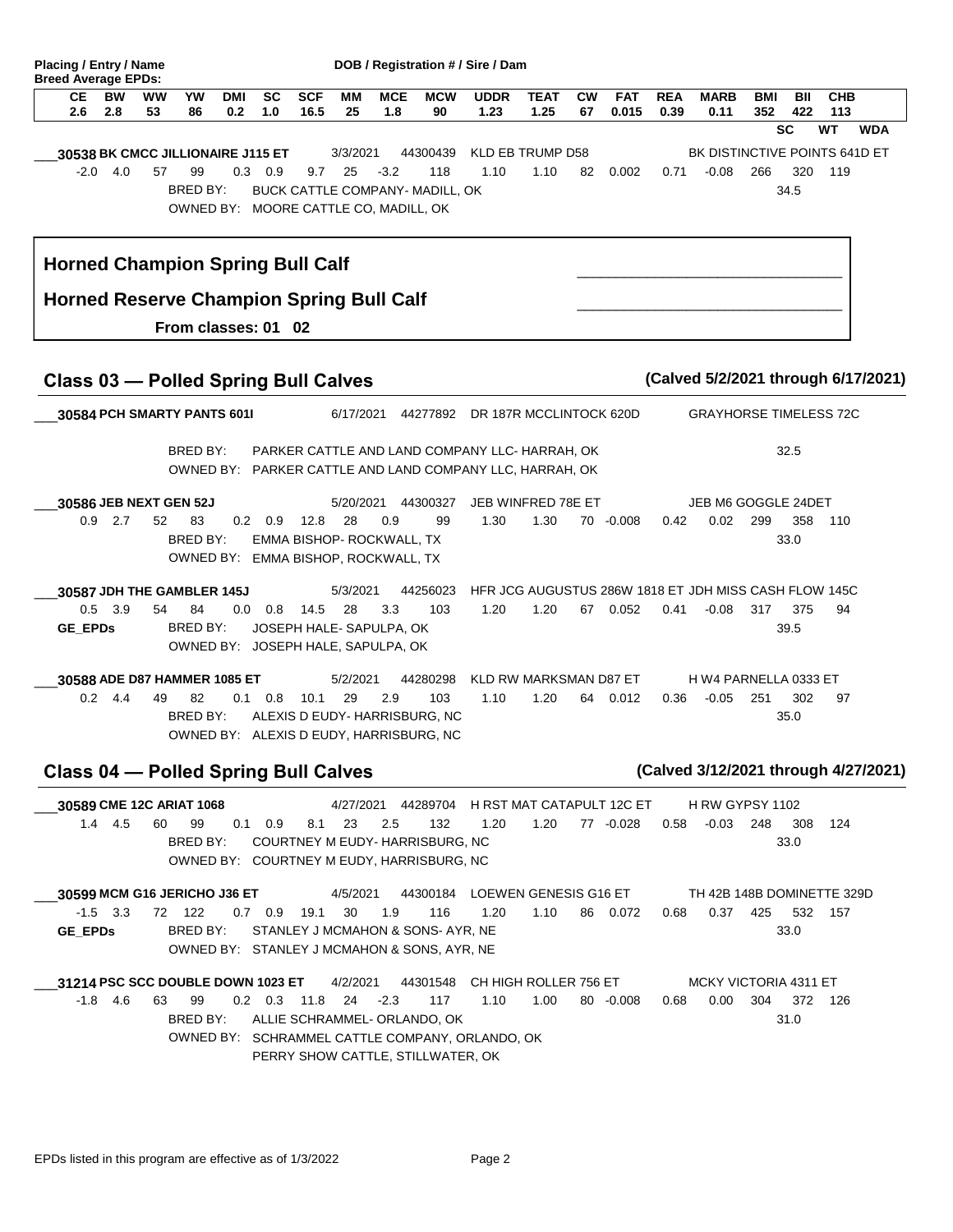**Placing / Entry / Name** — **DOB / Registration # / Sire / Dam**

**Breed Average EPDs:**

| CE | BW | WW | YW | DMI | SC | SCF | MM | MCE | MCW | UDDR | TEAT | CW | FAT | REA | MARB | BMI | BII | CHB |
|---|---|---|---|---|---|---|---|---|---|---|---|---|---|---|---|---|---|---|
| 2.6 | 2.8 | 53 | 86 | 0.2 | 1.0 | 16.5 | 25 | 1.8 | 90 | 1.23 | 1.25 | 67 | 0.015 | 0.39 | 0.11 | 352 | 422 | 113 |

SC WT WDA

___**30538 BK CMCC JILLIONAIRE J115 ET** 3/3/2021 44300439 KLD EB TRUMP D58 BK DISTINCTIVE POINTS 641D ET

| CE | BW | WW | YW | DMI | SC | SCF | MM | MCE | MCW | UDDR | TEAT | CW | FAT | REA | MARB | BMI | BII | CHB |
|---|---|---|---|---|---|---|---|---|---|---|---|---|---|---|---|---|---|---|
| -2.0 | 4.0 | 57 | 99 | 0.3 | 0.9 | 9.7 | 25 | -3.2 | 118 | 1.10 | 1.10 | 82 | 0.002 | 0.71 | -0.08 | 266 | 320 | 119 |

BRED BY: BUCK CATTLE COMPANY- MADILL, OK — SC 34.5
OWNED BY: MOORE CATTLE CO, MADILL, OK

**Horned Champion Spring Bull Calf** ________________________________

**Horned Reserve Champion Spring Bull Calf** ________________________________

**From classes: 01 02**

## Class 03 — Polled Spring Bull Calves (Calved 5/2/2021 through 6/17/2021)

___**30584 PCH SMARTY PANTS 601I** 6/17/2021 44277892 DR 187R MCCLINTOCK 620D GRAYHORSE TIMELESS 72C

BRED BY: PARKER CATTLE AND LAND COMPANY LLC- HARRAH, OK — SC 32.5
OWNED BY: PARKER CATTLE AND LAND COMPANY LLC, HARRAH, OK

___**30586 JEB NEXT GEN 52J** 5/20/2021 44300327 JEB WINFRED 78E ET JEB M6 GOGGLE 24DET

| CE | BW | WW | YW | DMI | SC | SCF | MM | MCE | MCW | UDDR | TEAT | CW | FAT | REA | MARB | BMI | BII | CHB |
|---|---|---|---|---|---|---|---|---|---|---|---|---|---|---|---|---|---|---|
| 0.9 | 2.7 | 52 | 83 | 0.2 | 0.9 | 12.8 | 28 | 0.9 | 99 | 1.30 | 1.30 | 70 | -0.008 | 0.42 | 0.02 | 299 | 358 | 110 |

BRED BY: EMMA BISHOP- ROCKWALL, TX — SC 33.0
OWNED BY: EMMA BISHOP, ROCKWALL, TX

___**30587 JDH THE GAMBLER 145J** 5/3/2021 44256023 HFR JCG AUGUSTUS 286W 1818 ET JDH MISS CASH FLOW 145C

| CE | BW | WW | YW | DMI | SC | SCF | MM | MCE | MCW | UDDR | TEAT | CW | FAT | REA | MARB | BMI | BII | CHB |
|---|---|---|---|---|---|---|---|---|---|---|---|---|---|---|---|---|---|---|
| 0.5 | 3.9 | 54 | 84 | 0.0 | 0.8 | 14.5 | 28 | 3.3 | 103 | 1.20 | 1.20 | 67 | 0.052 | 0.41 | -0.08 | 317 | 375 | 94 |

GE_EPDs — BRED BY: JOSEPH HALE- SAPULPA, OK — SC 39.5
OWNED BY: JOSEPH HALE, SAPULPA, OK

___**30588 ADE D87 HAMMER 1085 ET** 5/2/2021 44280298 KLD RW MARKSMAN D87 ET H W4 PARNELLA 0333 ET

| CE | BW | WW | YW | DMI | SC | SCF | MM | MCE | MCW | UDDR | TEAT | CW | FAT | REA | MARB | BMI | BII | CHB |
|---|---|---|---|---|---|---|---|---|---|---|---|---|---|---|---|---|---|---|
| 0.2 | 4.4 | 49 | 82 | 0.1 | 0.8 | 10.1 | 29 | 2.9 | 103 | 1.10 | 1.20 | 64 | 0.012 | 0.36 | -0.05 | 251 | 302 | 97 |

BRED BY: ALEXIS D EUDY- HARRISBURG, NC — SC 35.0
OWNED BY: ALEXIS D EUDY, HARRISBURG, NC

## Class 04 — Polled Spring Bull Calves (Calved 3/12/2021 through 4/27/2021)

___**30589 CME 12C ARIAT 1068** 4/27/2021 44289704 H RST MAT CATAPULT 12C ET H RW GYPSY 1102

| CE | BW | WW | YW | DMI | SC | SCF | MM | MCE | MCW | UDDR | TEAT | CW | FAT | REA | MARB | BMI | BII | CHB |
|---|---|---|---|---|---|---|---|---|---|---|---|---|---|---|---|---|---|---|
| 1.4 | 4.5 | 60 | 99 | 0.1 | 0.9 | 8.1 | 23 | 2.5 | 132 | 1.20 | 1.20 | 77 | -0.028 | 0.58 | -0.03 | 248 | 308 | 124 |

BRED BY: COURTNEY M EUDY- HARRISBURG, NC — SC 33.0
OWNED BY: COURTNEY M EUDY, HARRISBURG, NC

___**30599 MCM G16 JERICHO J36 ET** 4/5/2021 44300184 LOEWEN GENESIS G16 ET TH 42B 148B DOMINETTE 329D

| CE | BW | WW | YW | DMI | SC | SCF | MM | MCE | MCW | UDDR | TEAT | CW | FAT | REA | MARB | BMI | BII | CHB |
|---|---|---|---|---|---|---|---|---|---|---|---|---|---|---|---|---|---|---|
| -1.5 | 3.3 | 72 | 122 | 0.7 | 0.9 | 19.1 | 30 | 1.9 | 116 | 1.20 | 1.10 | 86 | 0.072 | 0.68 | 0.37 | 425 | 532 | 157 |

GE_EPDs — BRED BY: STANLEY J MCMAHON & SONS- AYR, NE — SC 33.0
OWNED BY: STANLEY J MCMAHON & SONS, AYR, NE

___**31214 PSC SCC DOUBLE DOWN 1023 ET** 4/2/2021 44301548 CH HIGH ROLLER 756 ET MCKY VICTORIA 4311 ET

| CE | BW | WW | YW | DMI | SC | SCF | MM | MCE | MCW | UDDR | TEAT | CW | FAT | REA | MARB | BMI | BII | CHB |
|---|---|---|---|---|---|---|---|---|---|---|---|---|---|---|---|---|---|---|
| -1.8 | 4.6 | 63 | 99 | 0.2 | 0.3 | 11.8 | 24 | -2.3 | 117 | 1.10 | 1.00 | 80 | -0.008 | 0.68 | 0.00 | 304 | 372 | 126 |

BRED BY: ALLIE SCHRAMMEL- ORLANDO, OK — SC 31.0
OWNED BY: SCHRAMMEL CATTLE COMPANY, ORLANDO, OK
PERRY SHOW CATTLE, STILLWATER, OK

EPDs listed in this program are effective as of 1/3/2022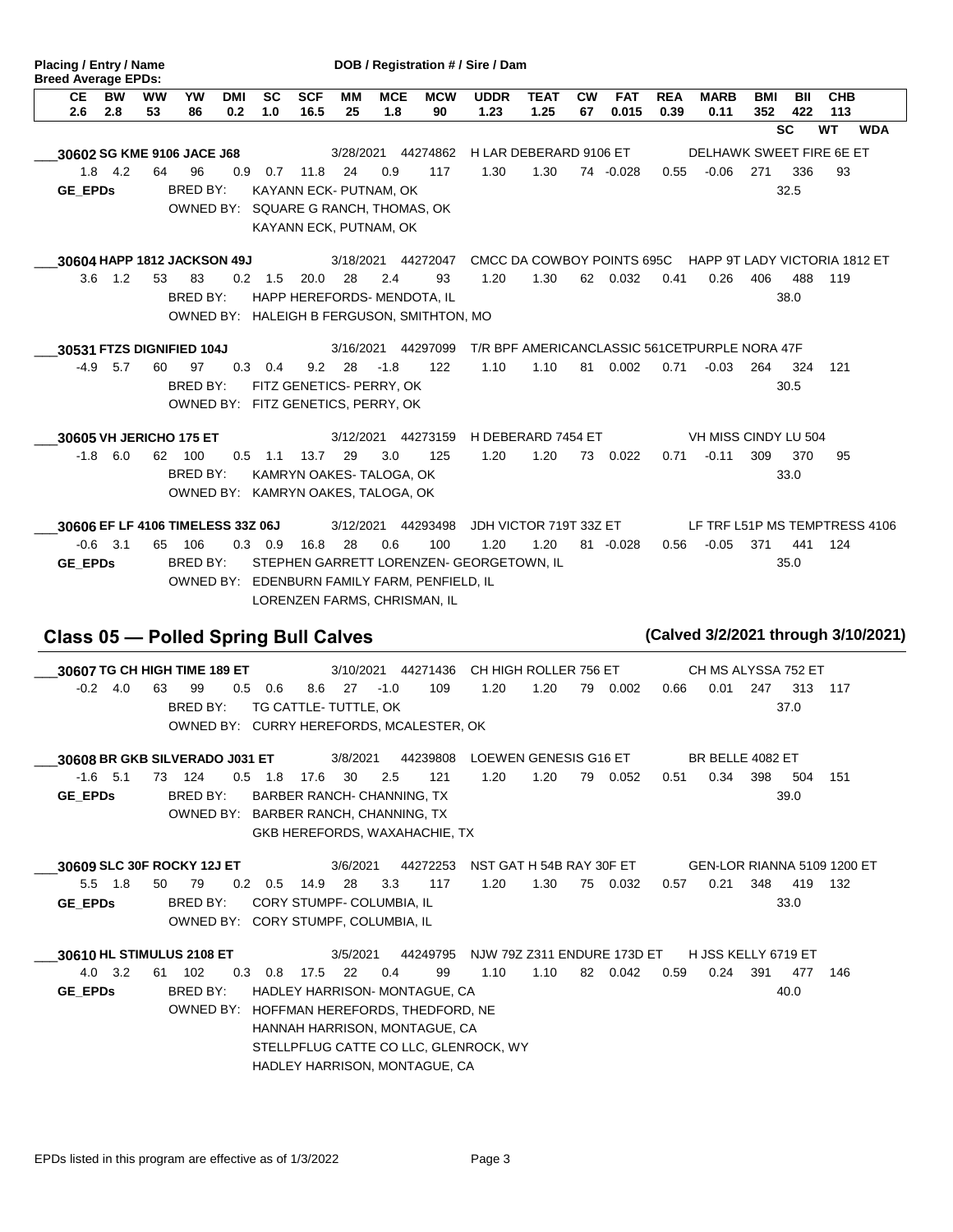**Placing / Entry / Name** — **DOB / Registration # / Sire / Dam**

**Breed Average EPDs:**

| CE | BW | WW | YW | DMI | SC | SCF | MM | MCE | MCW | UDDR | TEAT | CW | FAT | REA | MARB | BMI | BII | CHB |
|---|---|---|---|---|---|---|---|---|---|---|---|---|---|---|---|---|---|---|
| 2.6 | 2.8 | 53 | 86 | 0.2 | 1.0 | 16.5 | 25 | 1.8 | 90 | 1.23 | 1.25 | 67 | 0.015 | 0.39 | 0.11 | 352 | 422 | 113 |

SC WT WDA

___30602 SG KME 9106 JACE J68 — 3/28/2021 44274862 H LAR DEBERARD 9106 ET / DELHAWK SWEET FIRE 6E ET

| CE | BW | WW | YW | DMI | SC | SCF | MM | MCE | MCW | UDDR | TEAT | CW | FAT | REA | MARB | BMI | BII | CHB |
|---|---|---|---|---|---|---|---|---|---|---|---|---|---|---|---|---|---|---|
| 1.8 | 4.2 | 64 | 96 | 0.9 | 0.7 | 11.8 | 24 | 0.9 | 117 | 1.30 | 1.30 | 74 | -0.028 | 0.55 | -0.06 | 271 | 336 | 93 |

GE_EPDs — SC: 32.5

BRED BY: KAYANN ECK- PUTNAM, OK
OWNED BY: SQUARE G RANCH, THOMAS, OK
KAYANN ECK, PUTNAM, OK

___30604 HAPP 1812 JACKSON 49J — 3/18/2021 44272047 CMCC DA COWBOY POINTS 695C / HAPP 9T LADY VICTORIA 1812 ET

| CE | BW | WW | YW | DMI | SC | SCF | MM | MCE | MCW | UDDR | TEAT | CW | FAT | REA | MARB | BMI | BII | CHB |
|---|---|---|---|---|---|---|---|---|---|---|---|---|---|---|---|---|---|---|
| 3.6 | 1.2 | 53 | 83 | 0.2 | 1.5 | 20.0 | 28 | 2.4 | 93 | 1.20 | 1.30 | 62 | 0.032 | 0.41 | 0.26 | 406 | 488 | 119 |

SC: 38.0

BRED BY: HAPP HEREFORDS- MENDOTA, IL
OWNED BY: HALEIGH B FERGUSON, SMITHTON, MO

___30531 FTZS DIGNIFIED 104J — 3/16/2021 44297099 T/R BPF AMERICANCLASSIC 561CE / TPURPLE NORA 47F

| CE | BW | WW | YW | DMI | SC | SCF | MM | MCE | MCW | UDDR | TEAT | CW | FAT | REA | MARB | BMI | BII | CHB |
|---|---|---|---|---|---|---|---|---|---|---|---|---|---|---|---|---|---|---|
| -4.9 | 5.7 | 60 | 97 | 0.3 | 0.4 | 9.2 | 28 | -1.8 | 122 | 1.10 | 1.10 | 81 | 0.002 | 0.71 | -0.03 | 264 | 324 | 121 |

SC: 30.5

BRED BY: FITZ GENETICS- PERRY, OK
OWNED BY: FITZ GENETICS, PERRY, OK

___30605 VH JERICHO 175 ET — 3/12/2021 44273159 H DEBERARD 7454 ET / VH MISS CINDY LU 504

| CE | BW | WW | YW | DMI | SC | SCF | MM | MCE | MCW | UDDR | TEAT | CW | FAT | REA | MARB | BMI | BII | CHB |
|---|---|---|---|---|---|---|---|---|---|---|---|---|---|---|---|---|---|---|
| -1.8 | 6.0 | 62 | 100 | 0.5 | 1.1 | 13.7 | 29 | 3.0 | 125 | 1.20 | 1.20 | 73 | 0.022 | 0.71 | -0.11 | 309 | 370 | 95 |

SC: 33.0

BRED BY: KAMRYN OAKES- TALOGA, OK
OWNED BY: KAMRYN OAKES, TALOGA, OK

___30606 EF LF 4106 TIMELESS 33Z 06J — 3/12/2021 44293498 JDH VICTOR 719T 33Z ET / LF TRF L51P MS TEMPTRESS 4106

| CE | BW | WW | YW | DMI | SC | SCF | MM | MCE | MCW | UDDR | TEAT | CW | FAT | REA | MARB | BMI | BII | CHB |
|---|---|---|---|---|---|---|---|---|---|---|---|---|---|---|---|---|---|---|
| -0.6 | 3.1 | 65 | 106 | 0.3 | 0.9 | 16.8 | 28 | 0.6 | 100 | 1.20 | 1.20 | 81 | -0.028 | 0.56 | -0.05 | 371 | 441 | 124 |

GE_EPDs — SC: 35.0

BRED BY: STEPHEN GARRETT LORENZEN- GEORGETOWN, IL
OWNED BY: EDENBURN FAMILY FARM, PENFIELD, IL
LORENZEN FARMS, CHRISMAN, IL

## Class 05 — Polled Spring Bull Calves (Calved 3/2/2021 through 3/10/2021)

___30607 TG CH HIGH TIME 189 ET — 3/10/2021 44271436 CH HIGH ROLLER 756 ET / CH MS ALYSSA 752 ET

| CE | BW | WW | YW | DMI | SC | SCF | MM | MCE | MCW | UDDR | TEAT | CW | FAT | REA | MARB | BMI | BII | CHB |
|---|---|---|---|---|---|---|---|---|---|---|---|---|---|---|---|---|---|---|
| -0.2 | 4.0 | 63 | 99 | 0.5 | 0.6 | 8.6 | 27 | -1.0 | 109 | 1.20 | 1.20 | 79 | 0.002 | 0.66 | 0.01 | 247 | 313 | 117 |

SC: 37.0

BRED BY: TG CATTLE- TUTTLE, OK
OWNED BY: CURRY HEREFORDS, MCALESTER, OK

___30608 BR GKB SILVERADO J031 ET — 3/8/2021 44239808 LOEWEN GENESIS G16 ET / BR BELLE 4082 ET

| CE | BW | WW | YW | DMI | SC | SCF | MM | MCE | MCW | UDDR | TEAT | CW | FAT | REA | MARB | BMI | BII | CHB |
|---|---|---|---|---|---|---|---|---|---|---|---|---|---|---|---|---|---|---|
| -1.6 | 5.1 | 73 | 124 | 0.5 | 1.8 | 17.6 | 30 | 2.5 | 121 | 1.20 | 1.20 | 79 | 0.052 | 0.51 | 0.34 | 398 | 504 | 151 |

GE_EPDs — SC: 39.0

BRED BY: BARBER RANCH- CHANNING, TX
OWNED BY: BARBER RANCH, CHANNING, TX
GKB HEREFORDS, WAXAHACHIE, TX

___30609 SLC 30F ROCKY 12J ET — 3/6/2021 44272253 NST GAT H 54B RAY 30F ET / GEN-LOR RIANNA 5109 1200 ET

| CE | BW | WW | YW | DMI | SC | SCF | MM | MCE | MCW | UDDR | TEAT | CW | FAT | REA | MARB | BMI | BII | CHB |
|---|---|---|---|---|---|---|---|---|---|---|---|---|---|---|---|---|---|---|
| 5.5 | 1.8 | 50 | 79 | 0.2 | 0.5 | 14.9 | 28 | 3.3 | 117 | 1.20 | 1.30 | 75 | 0.032 | 0.57 | 0.21 | 348 | 419 | 132 |

GE_EPDs — SC: 33.0

BRED BY: CORY STUMPF- COLUMBIA, IL
OWNED BY: CORY STUMPF, COLUMBIA, IL

___30610 HL STIMULUS 2108 ET — 3/5/2021 44249795 NJW 79Z Z311 ENDURE 173D ET / H JSS KELLY 6719 ET

| CE | BW | WW | YW | DMI | SC | SCF | MM | MCE | MCW | UDDR | TEAT | CW | FAT | REA | MARB | BMI | BII | CHB |
|---|---|---|---|---|---|---|---|---|---|---|---|---|---|---|---|---|---|---|
| 4.0 | 3.2 | 61 | 102 | 0.3 | 0.8 | 17.5 | 22 | 0.4 | 99 | 1.10 | 1.10 | 82 | 0.042 | 0.59 | 0.24 | 391 | 477 | 146 |

GE_EPDs — SC: 40.0

BRED BY: HADLEY HARRISON- MONTAGUE, CA
OWNED BY: HOFFMAN HEREFORDS, THEDFORD, NE
HANNAH HARRISON, MONTAGUE, CA
STELLPFLUG CATTE CO LLC, GLENROCK, WY
HADLEY HARRISON, MONTAGUE, CA

EPDs listed in this program are effective as of 1/3/2022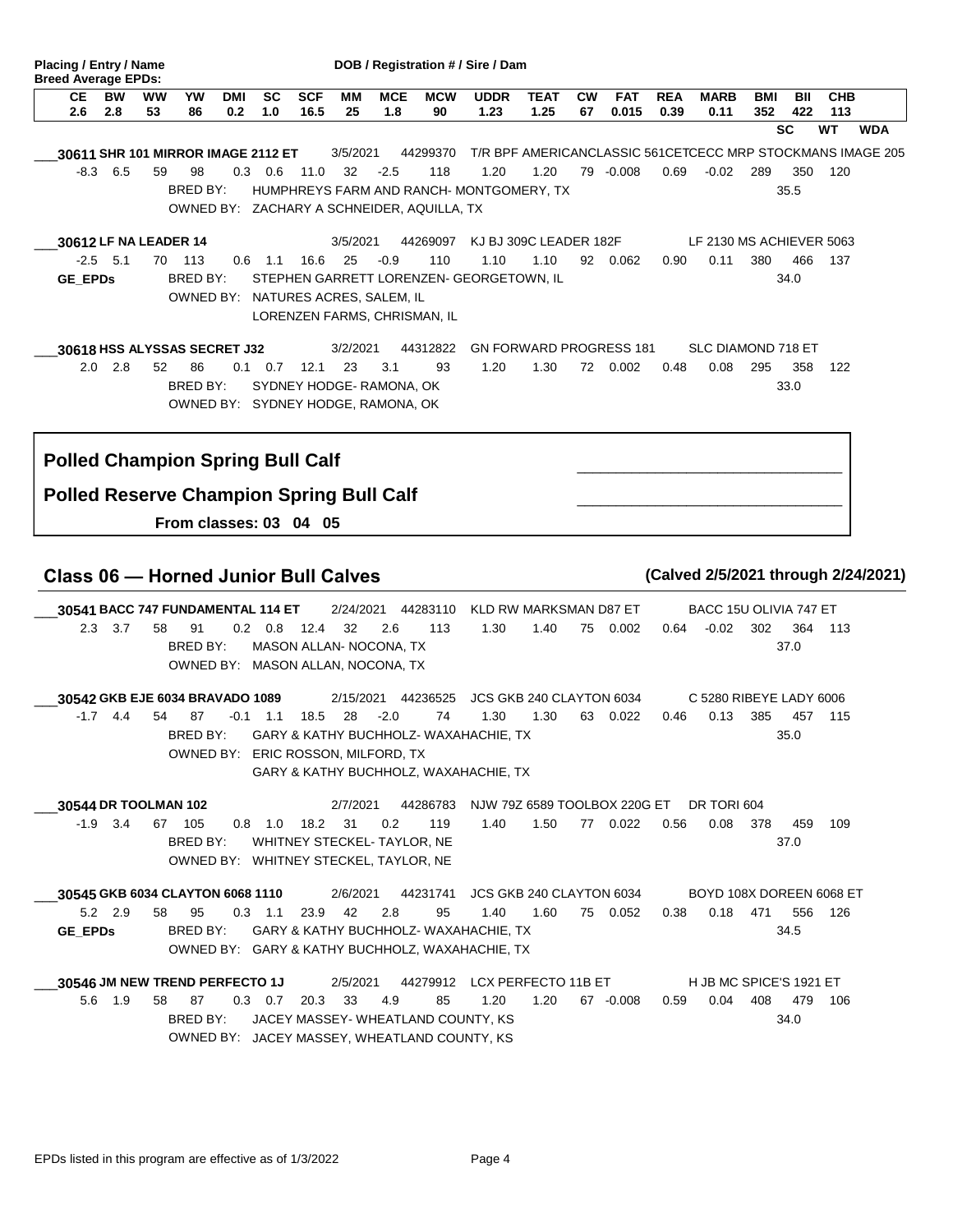**Placing / Entry / Name** — **DOB / Registration # / Sire / Dam**

**Breed Average EPDs:**

| CE | BW | WW | YW | DMI | SC | SCF | MM | MCE | MCW | UDDR | TEAT | CW | FAT | REA | MARB | BMI | BII | CHB |
|---|---|---|---|---|---|---|---|---|---|---|---|---|---|---|---|---|---|---|
| 2.6 | 2.8 | 53 | 86 | 0.2 | 1.0 | 16.5 | 25 | 1.8 | 90 | 1.23 | 1.25 | 67 | 0.015 | 0.39 | 0.11 | 352 | 422 | 113 |

SC WT WDA

___**30611 SHR 101 MIRROR IMAGE 2112 ET** 3/5/2021 44299370 T/R BPF AMERICANCLASSIC 561CETCECC MRP STOCKMANS IMAGE 205

-8.3 6.5 59 98 0.3 0.6 11.0 32 -2.5 118 1.20 1.20 79 -0.008 0.69 -0.02 289 350 120

BRED BY: HUMPHREYS FARM AND RANCH- MONTGOMERY, TX — 35.5

OWNED BY: ZACHARY A SCHNEIDER, AQUILLA, TX

___**30612 LF NA LEADER 14** 3/5/2021 44269097 KJ BJ 309C LEADER 182F LF 2130 MS ACHIEVER 5063

-2.5 5.1 70 113 0.6 1.1 16.6 25 -0.9 110 1.10 1.10 92 0.062 0.90 0.11 380 466 137

GE_EPDs BRED BY: STEPHEN GARRETT LORENZEN- GEORGETOWN, IL — 34.0

OWNED BY: NATURES ACRES, SALEM, IL
LORENZEN FARMS, CHRISMAN, IL

___**30618 HSS ALYSSAS SECRET J32** 3/2/2021 44312822 GN FORWARD PROGRESS 181 SLC DIAMOND 718 ET

2.0 2.8 52 86 0.1 0.7 12.1 23 3.1 93 1.20 1.30 72 0.002 0.48 0.08 295 358 122

BRED BY: SYDNEY HODGE- RAMONA, OK — 33.0

OWNED BY: SYDNEY HODGE, RAMONA, OK

**Polled Champion Spring Bull Calf** ______________________________

**Polled Reserve Champion Spring Bull Calf** ______________________________

**From classes: 03 04 05**

## Class 06 — Horned Junior Bull Calves

**(Calved 2/5/2021 through 2/24/2021)**

___**30541 BACC 747 FUNDAMENTAL 114 ET** 2/24/2021 44283110 KLD RW MARKSMAN D87 ET BACC 15U OLIVIA 747 ET

2.3 3.7 58 91 0.2 0.8 12.4 32 2.6 113 1.30 1.40 75 0.002 0.64 -0.02 302 364 113

BRED BY: MASON ALLAN- NOCONA, TX — 37.0

OWNED BY: MASON ALLAN, NOCONA, TX

___**30542 GKB EJE 6034 BRAVADO 1089** 2/15/2021 44236525 JCS GKB 240 CLAYTON 6034 C 5280 RIBEYE LADY 6006

-1.7 4.4 54 87 -0.1 1.1 18.5 28 -2.0 74 1.30 1.30 63 0.022 0.46 0.13 385 457 115

BRED BY: GARY & KATHY BUCHHOLZ- WAXAHACHIE, TX — 35.0

OWNED BY: ERIC ROSSON, MILFORD, TX
GARY & KATHY BUCHHOLZ, WAXAHACHIE, TX

___**30544 DR TOOLMAN 102** 2/7/2021 44286783 NJW 79Z 6589 TOOLBOX 220G ET DR TORI 604

-1.9 3.4 67 105 0.8 1.0 18.2 31 0.2 119 1.40 1.50 77 0.022 0.56 0.08 378 459 109

BRED BY: WHITNEY STECKEL- TAYLOR, NE — 37.0

OWNED BY: WHITNEY STECKEL, TAYLOR, NE

___**30545 GKB 6034 CLAYTON 6068 1110** 2/6/2021 44231741 JCS GKB 240 CLAYTON 6034 BOYD 108X DOREEN 6068 ET

5.2 2.9 58 95 0.3 1.1 23.9 42 2.8 95 1.40 1.60 75 0.052 0.38 0.18 471 556 126

GE_EPDs BRED BY: GARY & KATHY BUCHHOLZ- WAXAHACHIE, TX — 34.5

OWNED BY: GARY & KATHY BUCHHOLZ, WAXAHACHIE, TX

___**30546 JM NEW TREND PERFECTO 1J** 2/5/2021 44279912 LCX PERFECTO 11B ET H JB MC SPICE'S 1921 ET

5.6 1.9 58 87 0.3 0.7 20.3 33 4.9 85 1.20 1.20 67 -0.008 0.59 0.04 408 479 106

BRED BY: JACEY MASSEY- WHEATLAND COUNTY, KS — 34.0

OWNED BY: JACEY MASSEY, WHEATLAND COUNTY, KS

EPDs listed in this program are effective as of 1/3/2022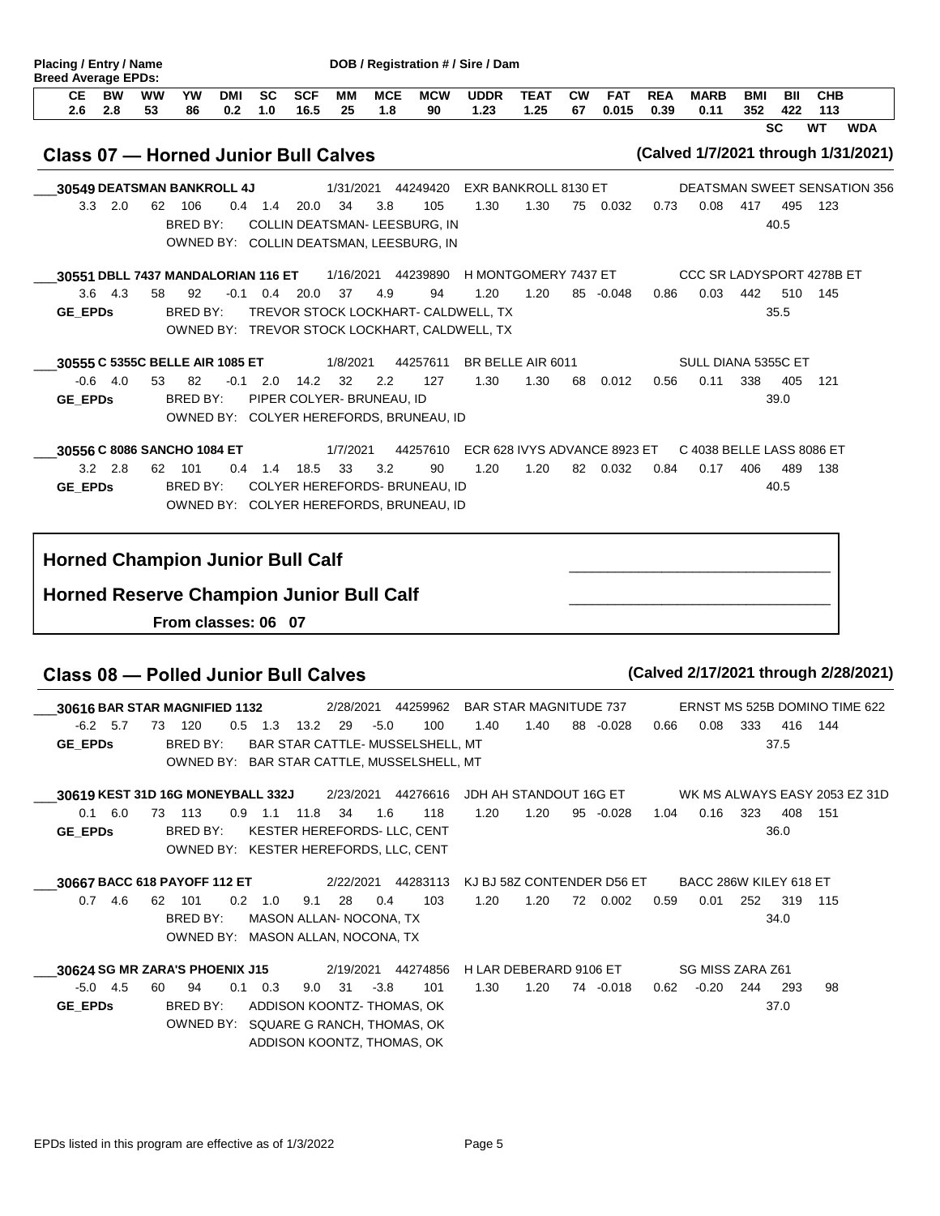**Placing / Entry / Name** | **DOB / Registration # / Sire / Dam**

**Breed Average EPDs:**

| CE | BW | WW | YW | DMI | SC | SCF | MM | MCE | MCW | UDDR | TEAT | CW | FAT | REA | MARB | BMI | BII | CHB |
|---|---|---|---|---|---|---|---|---|---|---|---|---|---|---|---|---|---|---|
| 2.6 | 2.8 | 53 | 86 | 0.2 | 1.0 | 16.5 | 25 | 1.8 | 90 | 1.23 | 1.25 | 67 | 0.015 | 0.39 | 0.11 | 352 | 422 | 113 |

SC | WT | WDA

## Class 07 — Horned Junior Bull Calves

(Calved 1/7/2021 through 1/31/2021)

___**30549 DEATSMAN BANKROLL 4J** — 1/31/2021 — 44249420 — EXR BANKROLL 8130 ET — DEATSMAN SWEET SENSATION 356

| CE | BW | WW | YW | DMI | SC | SCF | MM | MCE | MCW | UDDR | TEAT | CW | FAT | REA | MARB | BMI | BII | CHB |
|---|---|---|---|---|---|---|---|---|---|---|---|---|---|---|---|---|---|---|
| 3.3 | 2.0 | 62 | 106 | 0.4 | 1.4 | 20.0 | 34 | 3.8 | 105 | 1.30 | 1.30 | 75 | 0.032 | 0.73 | 0.08 | 417 | 495 | 123 |

BRED BY: COLLIN DEATSMAN- LEESBURG, IN
OWNED BY: COLLIN DEATSMAN, LEESBURG, IN
SC: 40.5

___**30551 DBLL 7437 MANDALORIAN 116 ET** — 1/16/2021 — 44239890 — H MONTGOMERY 7437 ET — CCC SR LADYSPORT 4278B ET

| CE | BW | WW | YW | DMI | SC | SCF | MM | MCE | MCW | UDDR | TEAT | CW | FAT | REA | MARB | BMI | BII | CHB |
|---|---|---|---|---|---|---|---|---|---|---|---|---|---|---|---|---|---|---|
| 3.6 | 4.3 | 58 | 92 | -0.1 | 0.4 | 20.0 | 37 | 4.9 | 94 | 1.20 | 1.20 | 85 | -0.048 | 0.86 | 0.03 | 442 | 510 | 145 |

GE_EPDs
BRED BY: TREVOR STOCK LOCKHART- CALDWELL, TX
OWNED BY: TREVOR STOCK LOCKHART, CALDWELL, TX
SC: 35.5

___**30555 C 5355C BELLE AIR 1085 ET** — 1/8/2021 — 44257611 — BR BELLE AIR 6011 — SULL DIANA 5355C ET

| CE | BW | WW | YW | DMI | SC | SCF | MM | MCE | MCW | UDDR | TEAT | CW | FAT | REA | MARB | BMI | BII | CHB |
|---|---|---|---|---|---|---|---|---|---|---|---|---|---|---|---|---|---|---|
| -0.6 | 4.0 | 53 | 82 | -0.1 | 2.0 | 14.2 | 32 | 2.2 | 127 | 1.30 | 1.30 | 68 | 0.012 | 0.56 | 0.11 | 338 | 405 | 121 |

GE_EPDs
BRED BY: PIPER COLYER- BRUNEAU, ID
OWNED BY: COLYER HEREFORDS, BRUNEAU, ID
SC: 39.0

___**30556 C 8086 SANCHO 1084 ET** — 1/7/2021 — 44257610 — ECR 628 IVYS ADVANCE 8923 ET — C 4038 BELLE LASS 8086 ET

| CE | BW | WW | YW | DMI | SC | SCF | MM | MCE | MCW | UDDR | TEAT | CW | FAT | REA | MARB | BMI | BII | CHB |
|---|---|---|---|---|---|---|---|---|---|---|---|---|---|---|---|---|---|---|
| 3.2 | 2.8 | 62 | 101 | 0.4 | 1.4 | 18.5 | 33 | 3.2 | 90 | 1.20 | 1.20 | 82 | 0.032 | 0.84 | 0.17 | 406 | 489 | 138 |

GE_EPDs
BRED BY: COLYER HEREFORDS- BRUNEAU, ID
OWNED BY: COLYER HEREFORDS, BRUNEAU, ID
SC: 40.5

**Horned Champion Junior Bull Calf** ______________________________

**Horned Reserve Champion Junior Bull Calf** ______________________________

**From classes: 06 07**

## Class 08 — Polled Junior Bull Calves

(Calved 2/17/2021 through 2/28/2021)

___**30616 BAR STAR MAGNIFIED 1132** — 2/28/2021 — 44259962 — BAR STAR MAGNITUDE 737 — ERNST MS 525B DOMINO TIME 622

| CE | BW | WW | YW | DMI | SC | SCF | MM | MCE | MCW | UDDR | TEAT | CW | FAT | REA | MARB | BMI | BII | CHB |
|---|---|---|---|---|---|---|---|---|---|---|---|---|---|---|---|---|---|---|
| -6.2 | 5.7 | 73 | 120 | 0.5 | 1.3 | 13.2 | 29 | -5.0 | 100 | 1.40 | 1.40 | 88 | -0.028 | 0.66 | 0.08 | 333 | 416 | 144 |

GE_EPDs
BRED BY: BAR STAR CATTLE- MUSSELSHELL, MT
OWNED BY: BAR STAR CATTLE, MUSSELSHELL, MT
SC: 37.5

___**30619 KEST 31D 16G MONEYBALL 332J** — 2/23/2021 — 44276616 — JDH AH STANDOUT 16G ET — WK MS ALWAYS EASY 2053 EZ 31D

| CE | BW | WW | YW | DMI | SC | SCF | MM | MCE | MCW | UDDR | TEAT | CW | FAT | REA | MARB | BMI | BII | CHB |
|---|---|---|---|---|---|---|---|---|---|---|---|---|---|---|---|---|---|---|
| 0.1 | 6.0 | 73 | 113 | 0.9 | 1.1 | 11.8 | 34 | 1.6 | 118 | 1.20 | 1.20 | 95 | -0.028 | 1.04 | 0.16 | 323 | 408 | 151 |

GE_EPDs
BRED BY: KESTER HEREFORDS- LLC, CENT
OWNED BY: KESTER HEREFORDS, LLC, CENT
SC: 36.0

___**30667 BACC 618 PAYOFF 112 ET** — 2/22/2021 — 44283113 — KJ BJ 58Z CONTENDER D56 ET — BACC 286W KILEY 618 ET

| CE | BW | WW | YW | DMI | SC | SCF | MM | MCE | MCW | UDDR | TEAT | CW | FAT | REA | MARB | BMI | BII | CHB |
|---|---|---|---|---|---|---|---|---|---|---|---|---|---|---|---|---|---|---|
| 0.7 | 4.6 | 62 | 101 | 0.2 | 1.0 | 9.1 | 28 | 0.4 | 103 | 1.20 | 1.20 | 72 | 0.002 | 0.59 | 0.01 | 252 | 319 | 115 |

BRED BY: MASON ALLAN- NOCONA, TX
OWNED BY: MASON ALLAN, NOCONA, TX
SC: 34.0

___**30624 SG MR ZARA'S PHOENIX J15** — 2/19/2021 — 44274856 — H LAR DEBERARD 9106 ET — SG MISS ZARA Z61

| CE | BW | WW | YW | DMI | SC | SCF | MM | MCE | MCW | UDDR | TEAT | CW | FAT | REA | MARB | BMI | BII | CHB |
|---|---|---|---|---|---|---|---|---|---|---|---|---|---|---|---|---|---|---|
| -5.0 | 4.5 | 60 | 94 | 0.1 | 0.3 | 9.0 | 31 | -3.8 | 101 | 1.30 | 1.20 | 74 | -0.018 | 0.62 | -0.20 | 244 | 293 | 98 |

GE_EPDs
BRED BY: ADDISON KOONTZ- THOMAS, OK
OWNED BY: SQUARE G RANCH, THOMAS, OK
ADDISON KOONTZ, THOMAS, OK
SC: 37.0

EPDs listed in this program are effective as of 1/3/2022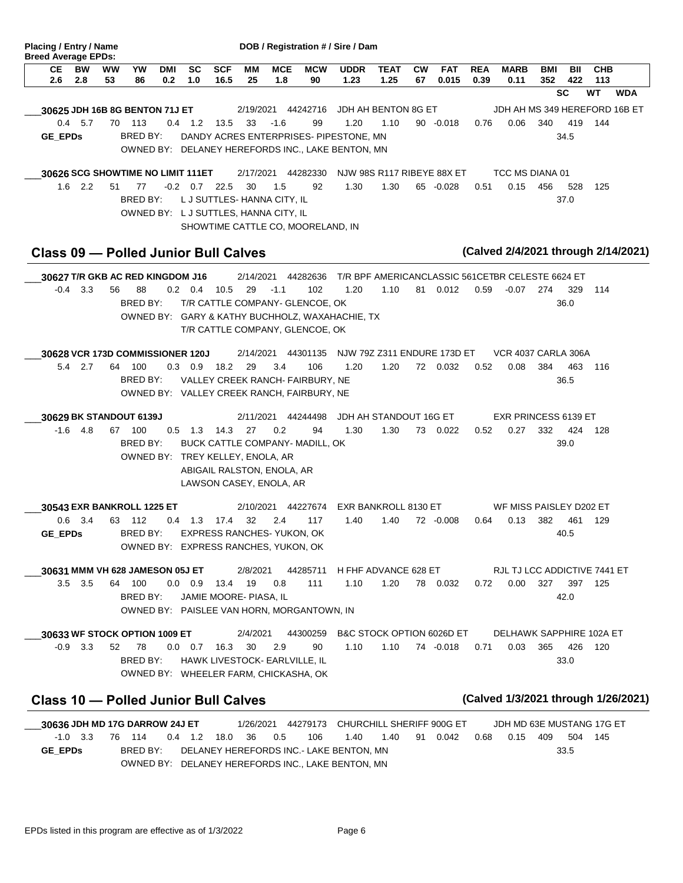**Placing / Entry / Name** — **DOB / Registration # / Sire / Dam**

**Breed Average EPDs:**

| CE | BW | WW | YW | DMI | SC | SCF | MM | MCE | MCW | UDDR | TEAT | CW | FAT | REA | MARB | BMI | BII | CHB |
|---|---|---|---|---|---|---|---|---|---|---|---|---|---|---|---|---|---|---|
| 2.6 | 2.8 | 53 | 86 | 0.2 | 1.0 | 16.5 | 25 | 1.8 | 90 | 1.23 | 1.25 | 67 | 0.015 | 0.39 | 0.11 | 352 | 422 | 113 |

SC | WT | WDA

___**30625 JDH 16B 8G BENTON 71J ET** — 2/19/2021 44242716 JDH AH BENTON 8G ET — JDH AH MS 349 HEREFORD 16B ET

| CE | BW | WW | YW | DMI | SC | SCF | MM | MCE | MCW | UDDR | TEAT | CW | FAT | REA | MARB | BMI | BII | CHB |
|---|---|---|---|---|---|---|---|---|---|---|---|---|---|---|---|---|---|---|
| 0.4 | 5.7 | 70 | 113 | 0.4 | 1.2 | 13.5 | 33 | -1.6 | 99 | 1.20 | 1.10 | 90 | -0.018 | 0.76 | 0.06 | 340 | 419 | 144 |

GE_EPDs
BRED BY: DANDY ACRES ENTERPRISES- PIPESTONE, MN
OWNED BY: DELANEY HEREFORDS INC., LAKE BENTON, MN
SC: 34.5

___**30626 SCG SHOWTIME NO LIMIT 111ET** — 2/17/2021 44282330 NJW 98S R117 RIBEYE 88X ET — TCC MS DIANA 01

| CE | BW | WW | YW | DMI | SC | SCF | MM | MCE | MCW | UDDR | TEAT | CW | FAT | REA | MARB | BMI | BII | CHB |
|---|---|---|---|---|---|---|---|---|---|---|---|---|---|---|---|---|---|---|
| 1.6 | 2.2 | 51 | 77 | -0.2 | 0.7 | 22.5 | 30 | 1.5 | 92 | 1.30 | 1.30 | 65 | -0.028 | 0.51 | 0.15 | 456 | 528 | 125 |

BRED BY: L J SUTTLES- HANNA CITY, IL
OWNED BY: L J SUTTLES, HANNA CITY, IL
SHOWTIME CATTLE CO, MOORELAND, IN
SC: 37.0

## Class 09 — Polled Junior Bull Calves

(Calved 2/4/2021 through 2/14/2021)

___**30627 T/R GKB AC RED KINGDOM J16** — 2/14/2021 44282636 T/R BPF AMERICANCLASSIC 561CETBR CELESTE 6624 ET

| CE | BW | WW | YW | DMI | SC | SCF | MM | MCE | MCW | UDDR | TEAT | CW | FAT | REA | MARB | BMI | BII | CHB |
|---|---|---|---|---|---|---|---|---|---|---|---|---|---|---|---|---|---|---|
| -0.4 | 3.3 | 56 | 88 | 0.2 | 0.4 | 10.5 | 29 | -1.1 | 102 | 1.20 | 1.10 | 81 | 0.012 | 0.59 | -0.07 | 274 | 329 | 114 |

BRED BY: T/R CATTLE COMPANY- GLENCOE, OK
OWNED BY: GARY & KATHY BUCHHOLZ, WAXAHACHIE, TX
T/R CATTLE COMPANY, GLENCOE, OK
SC: 36.0

___**30628 VCR 173D COMMISSIONER 120J** — 2/14/2021 44301135 NJW 79Z Z311 ENDURE 173D ET — VCR 4037 CARLA 306A

| CE | BW | WW | YW | DMI | SC | SCF | MM | MCE | MCW | UDDR | TEAT | CW | FAT | REA | MARB | BMI | BII | CHB |
|---|---|---|---|---|---|---|---|---|---|---|---|---|---|---|---|---|---|---|
| 5.4 | 2.7 | 64 | 100 | 0.3 | 0.9 | 18.2 | 29 | 3.4 | 106 | 1.20 | 1.20 | 72 | 0.032 | 0.52 | 0.08 | 384 | 463 | 116 |

BRED BY: VALLEY CREEK RANCH- FAIRBURY, NE
OWNED BY: VALLEY CREEK RANCH, FAIRBURY, NE
SC: 36.5

___**30629 BK STANDOUT 6139J** — 2/11/2021 44244498 JDH AH STANDOUT 16G ET — EXR PRINCESS 6139 ET

| CE | BW | WW | YW | DMI | SC | SCF | MM | MCE | MCW | UDDR | TEAT | CW | FAT | REA | MARB | BMI | BII | CHB |
|---|---|---|---|---|---|---|---|---|---|---|---|---|---|---|---|---|---|---|
| -1.6 | 4.8 | 67 | 100 | 0.5 | 1.3 | 14.3 | 27 | 0.2 | 94 | 1.30 | 1.30 | 73 | 0.022 | 0.52 | 0.27 | 332 | 424 | 128 |

BRED BY: BUCK CATTLE COMPANY- MADILL, OK
OWNED BY: TREY KELLEY, ENOLA, AR
ABIGAIL RALSTON, ENOLA, AR
LAWSON CASEY, ENOLA, AR
SC: 39.0

___**30543 EXR BANKROLL 1225 ET** — 2/10/2021 44227674 EXR BANKROLL 8130 ET — WF MISS PAISLEY D202 ET

| CE | BW | WW | YW | DMI | SC | SCF | MM | MCE | MCW | UDDR | TEAT | CW | FAT | REA | MARB | BMI | BII | CHB |
|---|---|---|---|---|---|---|---|---|---|---|---|---|---|---|---|---|---|---|
| 0.6 | 3.4 | 63 | 112 | 0.4 | 1.3 | 17.4 | 32 | 2.4 | 117 | 1.40 | 1.40 | 72 | -0.008 | 0.64 | 0.13 | 382 | 461 | 129 |

GE_EPDs
BRED BY: EXPRESS RANCHES- YUKON, OK
OWNED BY: EXPRESS RANCHES, YUKON, OK
SC: 40.5

___**30631 MMM VH 628 JAMESON 05J ET** — 2/8/2021 44285711 H FHF ADVANCE 628 ET — RJL TJ LCC ADDICTIVE 7441 ET

| CE | BW | WW | YW | DMI | SC | SCF | MM | MCE | MCW | UDDR | TEAT | CW | FAT | REA | MARB | BMI | BII | CHB |
|---|---|---|---|---|---|---|---|---|---|---|---|---|---|---|---|---|---|---|
| 3.5 | 3.5 | 64 | 100 | 0.0 | 0.9 | 13.4 | 19 | 0.8 | 111 | 1.10 | 1.20 | 78 | 0.032 | 0.72 | 0.00 | 327 | 397 | 125 |

BRED BY: JAMIE MOORE- PIASA, IL
OWNED BY: PAISLEE VAN HORN, MORGANTOWN, IN
SC: 42.0

___**30633 WF STOCK OPTION 1009 ET** — 2/4/2021 44300259 B&C STOCK OPTION 6026D ET — DELHAWK SAPPHIRE 102A ET

| CE | BW | WW | YW | DMI | SC | SCF | MM | MCE | MCW | UDDR | TEAT | CW | FAT | REA | MARB | BMI | BII | CHB |
|---|---|---|---|---|---|---|---|---|---|---|---|---|---|---|---|---|---|---|
| -0.9 | 3.3 | 52 | 78 | 0.0 | 0.7 | 16.3 | 30 | 2.9 | 90 | 1.10 | 1.10 | 74 | -0.018 | 0.71 | 0.03 | 365 | 426 | 120 |

BRED BY: HAWK LIVESTOCK- EARLVILLE, IL
OWNED BY: WHEELER FARM, CHICKASHA, OK
SC: 33.0

## Class 10 — Polled Junior Bull Calves

(Calved 1/3/2021 through 1/26/2021)

___**30636 JDH MD 17G DARROW 24J ET** — 1/26/2021 44279173 CHURCHILL SHERIFF 900G ET — JDH MD 63E MUSTANG 17G ET

| CE | BW | WW | YW | DMI | SC | SCF | MM | MCE | MCW | UDDR | TEAT | CW | FAT | REA | MARB | BMI | BII | CHB |
|---|---|---|---|---|---|---|---|---|---|---|---|---|---|---|---|---|---|---|
| -1.0 | 3.3 | 76 | 114 | 0.4 | 1.2 | 18.0 | 36 | 0.5 | 106 | 1.40 | 1.40 | 91 | 0.042 | 0.68 | 0.15 | 409 | 504 | 145 |

GE_EPDs
BRED BY: DELANEY HEREFORDS INC.- LAKE BENTON, MN
OWNED BY: DELANEY HEREFORDS INC., LAKE BENTON, MN
SC: 33.5

EPDs listed in this program are effective as of 1/3/2022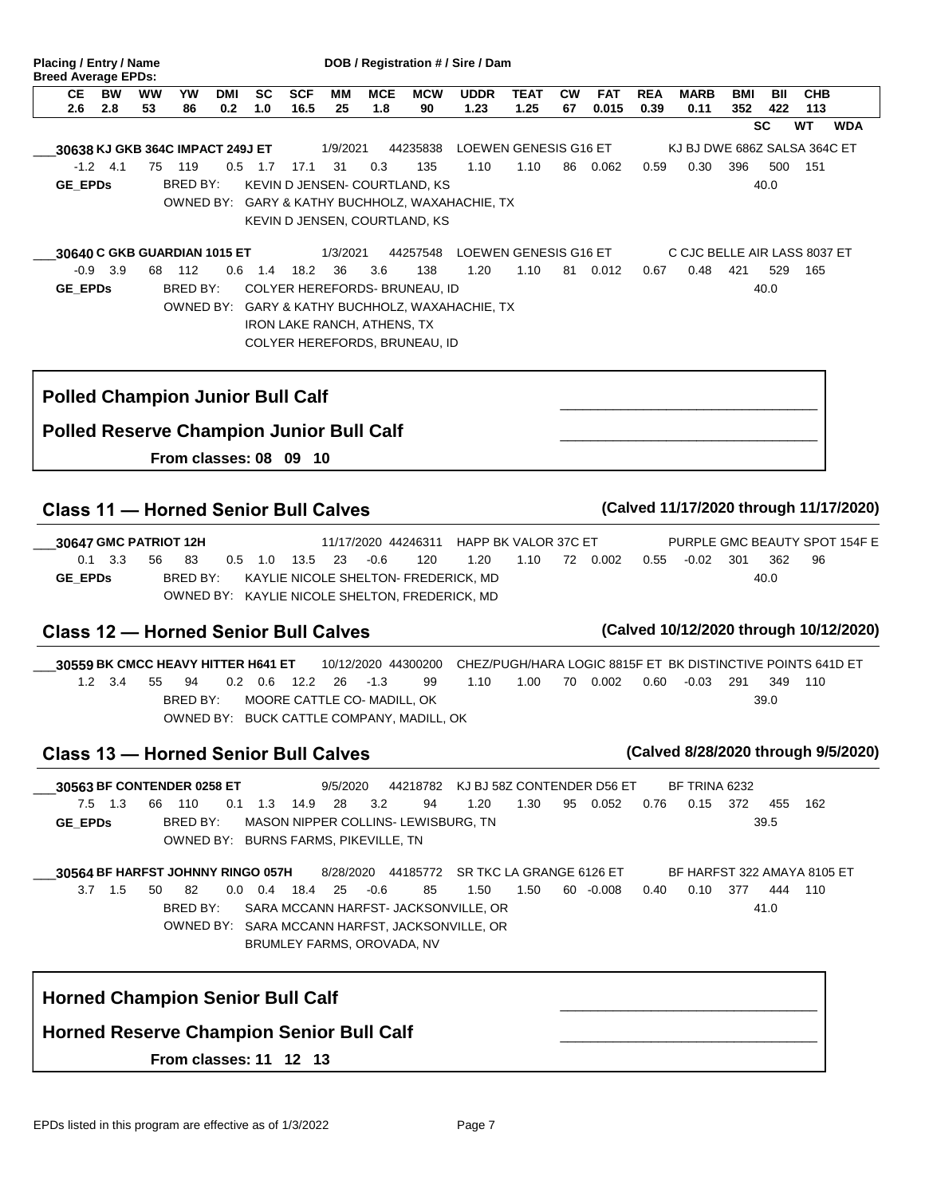**Placing / Entry / Name** — **DOB / Registration # / Sire / Dam**

**Breed Average EPDs:**

| CE | BW | WW | YW | DMI | SC | SCF | MM | MCE | MCW | UDDR | TEAT | CW | FAT | REA | MARB | BMI | BII | CHB |
|---|---|---|---|---|---|---|---|---|---|---|---|---|---|---|---|---|---|---|
| 2.6 | 2.8 | 53 | 86 | 0.2 | 1.0 | 16.5 | 25 | 1.8 | 90 | 1.23 | 1.25 | 67 | 0.015 | 0.39 | 0.11 | 352 | 422 | 113 |

SC WT WDA

___**30638 KJ GKB 364C IMPACT 249J ET** — 1/9/2021 — 44235838 — LOEWEN GENESIS G16 ET — KJ BJ DWE 686Z SALSA 364C ET

| CE | BW | WW | YW | DMI | SC | SCF | MM | MCE | MCW | UDDR | TEAT | CW | FAT | REA | MARB | BMI | BII | CHB |
|---|---|---|---|---|---|---|---|---|---|---|---|---|---|---|---|---|---|---|
| -1.2 | 4.1 | 75 | 119 | 0.5 | 1.7 | 17.1 | 31 | 0.3 | 135 | 1.10 | 1.10 | 86 | 0.062 | 0.59 | 0.30 | 396 | 500 | 151 |

GE_EPDs — SC: 40.0

BRED BY: KEVIN D JENSEN- COURTLAND, KS
OWNED BY: GARY & KATHY BUCHHOLZ, WAXAHACHIE, TX
KEVIN D JENSEN, COURTLAND, KS

___**30640 C GKB GUARDIAN 1015 ET** — 1/3/2021 — 44257548 — LOEWEN GENESIS G16 ET — C CJC BELLE AIR LASS 8037 ET

| CE | BW | WW | YW | DMI | SC | SCF | MM | MCE | MCW | UDDR | TEAT | CW | FAT | REA | MARB | BMI | BII | CHB |
|---|---|---|---|---|---|---|---|---|---|---|---|---|---|---|---|---|---|---|
| -0.9 | 3.9 | 68 | 112 | 0.6 | 1.4 | 18.2 | 36 | 3.6 | 138 | 1.20 | 1.10 | 81 | 0.012 | 0.67 | 0.48 | 421 | 529 | 165 |

GE_EPDs — SC: 40.0

BRED BY: COLYER HEREFORDS- BRUNEAU, ID
OWNED BY: GARY & KATHY BUCHHOLZ, WAXAHACHIE, TX
IRON LAKE RANCH, ATHENS, TX
COLYER HEREFORDS, BRUNEAU, ID

**Polled Champion Junior Bull Calf** ______________________

**Polled Reserve Champion Junior Bull Calf** ______________________

**From classes: 08 09 10**

## Class 11 — Horned Senior Bull Calves

**(Calved 11/17/2020 through 11/17/2020)**

___**30647 GMC PATRIOT 12H** — 11/17/2020 — 44246311 — HAPP BK VALOR 37C ET — PURPLE GMC BEAUTY SPOT 154F E

| CE | BW | WW | YW | DMI | SC | SCF | MM | MCE | MCW | UDDR | TEAT | CW | FAT | REA | MARB | BMI | BII | CHB |
|---|---|---|---|---|---|---|---|---|---|---|---|---|---|---|---|---|---|---|
| 0.1 | 3.3 | 56 | 83 | 0.5 | 1.0 | 13.5 | 23 | -0.6 | 120 | 1.20 | 1.10 | 72 | 0.002 | 0.55 | -0.02 | 301 | 362 | 96 |

GE_EPDs — SC: 40.0

BRED BY: KAYLIE NICOLE SHELTON- FREDERICK, MD
OWNED BY: KAYLIE NICOLE SHELTON, FREDERICK, MD

## Class 12 — Horned Senior Bull Calves

**(Calved 10/12/2020 through 10/12/2020)**

___**30559 BK CMCC HEAVY HITTER H641 ET** — 10/12/2020 — 44300200 — CHEZ/PUGH/HARA LOGIC 8815F ET — BK DISTINCTIVE POINTS 641D ET

| CE | BW | WW | YW | DMI | SC | SCF | MM | MCE | MCW | UDDR | TEAT | CW | FAT | REA | MARB | BMI | BII | CHB |
|---|---|---|---|---|---|---|---|---|---|---|---|---|---|---|---|---|---|---|
| 1.2 | 3.4 | 55 | 94 | 0.2 | 0.6 | 12.2 | 26 | -1.3 | 99 | 1.10 | 1.00 | 70 | 0.002 | 0.60 | -0.03 | 291 | 349 | 110 |

SC: 39.0

BRED BY: MOORE CATTLE CO- MADILL, OK
OWNED BY: BUCK CATTLE COMPANY, MADILL, OK

## Class 13 — Horned Senior Bull Calves

**(Calved 8/28/2020 through 9/5/2020)**

___**30563 BF CONTENDER 0258 ET** — 9/5/2020 — 44218782 — KJ BJ 58Z CONTENDER D56 ET — BF TRINA 6232

| CE | BW | WW | YW | DMI | SC | SCF | MM | MCE | MCW | UDDR | TEAT | CW | FAT | REA | MARB | BMI | BII | CHB |
|---|---|---|---|---|---|---|---|---|---|---|---|---|---|---|---|---|---|---|
| 7.5 | 1.3 | 66 | 110 | 0.1 | 1.3 | 14.9 | 28 | 3.2 | 94 | 1.20 | 1.30 | 95 | 0.052 | 0.76 | 0.15 | 372 | 455 | 162 |

GE_EPDs — SC: 39.5

BRED BY: MASON NIPPER COLLINS- LEWISBURG, TN
OWNED BY: BURNS FARMS, PIKEVILLE, TN

___**30564 BF HARFST JOHNNY RINGO 057H** — 8/28/2020 — 44185772 — SR TKC LA GRANGE 6126 ET — BF HARFST 322 AMAYA 8105 ET

| CE | BW | WW | YW | DMI | SC | SCF | MM | MCE | MCW | UDDR | TEAT | CW | FAT | REA | MARB | BMI | BII | CHB |
|---|---|---|---|---|---|---|---|---|---|---|---|---|---|---|---|---|---|---|
| 3.7 | 1.5 | 50 | 82 | 0.0 | 0.4 | 18.4 | 25 | -0.6 | 85 | 1.50 | 1.50 | 60 | -0.008 | 0.40 | 0.10 | 377 | 444 | 110 |

SC: 41.0

BRED BY: SARA MCCANN HARFST- JACKSONVILLE, OR
OWNED BY: SARA MCCANN HARFST, JACKSONVILLE, OR
BRUMLEY FARMS, OROVADA, NV

**Horned Champion Senior Bull Calf** ______________________

**Horned Reserve Champion Senior Bull Calf** ______________________

**From classes: 11 12 13**

EPDs listed in this program are effective as of 1/3/2022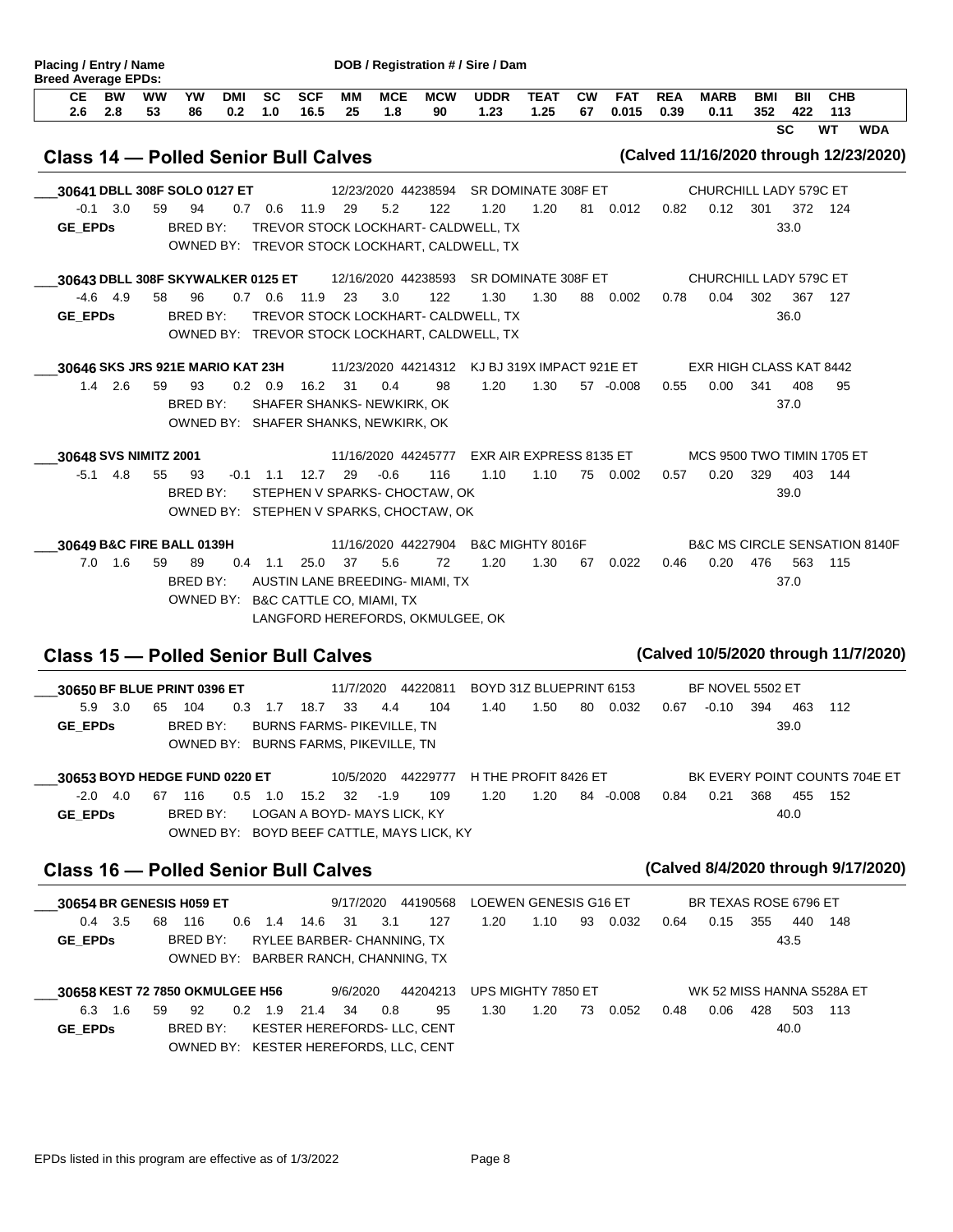**Placing / Entry / Name** — **DOB / Registration # / Sire / Dam**

**Breed Average EPDs:**

| CE | BW | WW | YW | DMI | SC | SCF | MM | MCE | MCW | UDDR | TEAT | CW | FAT | REA | MARB | BMI | BII | CHB |
|---|---|---|---|---|---|---|---|---|---|---|---|---|---|---|---|---|---|---|
| 2.6 | 2.8 | 53 | 86 | 0.2 | 1.0 | 16.5 | 25 | 1.8 | 90 | 1.23 | 1.25 | 67 | 0.015 | 0.39 | 0.11 | 352 | 422 | 113 |

SC WT WDA

## Class 14 — Polled Senior Bull Calves

**(Calved 11/16/2020 through 12/23/2020)**

___**30641 DBLL 308F SOLO 0127 ET** — 12/23/2020 44238594 SR DOMINATE 308F ET — CHURCHILL LADY 579C ET

| CE | BW | WW | YW | DMI | SC | SCF | MM | MCE | MCW | UDDR | TEAT | CW | FAT | REA | MARB | BMI | BII | CHB |
|---|---|---|---|---|---|---|---|---|---|---|---|---|---|---|---|---|---|---|
| -0.1 | 3.0 | 59 | 94 | 0.7 | 0.6 | 11.9 | 29 | 5.2 | 122 | 1.20 | 1.20 | 81 | 0.012 | 0.82 | 0.12 | 301 | 372 | 124 |

GE_EPDs — SC: 33.0
BRED BY: TREVOR STOCK LOCKHART- CALDWELL, TX
OWNED BY: TREVOR STOCK LOCKHART, CALDWELL, TX

___**30643 DBLL 308F SKYWALKER 0125 ET** — 12/16/2020 44238593 SR DOMINATE 308F ET — CHURCHILL LADY 579C ET

| CE | BW | WW | YW | DMI | SC | SCF | MM | MCE | MCW | UDDR | TEAT | CW | FAT | REA | MARB | BMI | BII | CHB |
|---|---|---|---|---|---|---|---|---|---|---|---|---|---|---|---|---|---|---|
| -4.6 | 4.9 | 58 | 96 | 0.7 | 0.6 | 11.9 | 23 | 3.0 | 122 | 1.30 | 1.30 | 88 | 0.002 | 0.78 | 0.04 | 302 | 367 | 127 |

GE_EPDs — SC: 36.0
BRED BY: TREVOR STOCK LOCKHART- CALDWELL, TX
OWNED BY: TREVOR STOCK LOCKHART, CALDWELL, TX

___**30646 SKS JRS 921E MARIO KAT 23H** — 11/23/2020 44214312 KJ BJ 319X IMPACT 921E ET — EXR HIGH CLASS KAT 8442

| CE | BW | WW | YW | DMI | SC | SCF | MM | MCE | MCW | UDDR | TEAT | CW | FAT | REA | MARB | BMI | BII | CHB |
|---|---|---|---|---|---|---|---|---|---|---|---|---|---|---|---|---|---|---|
| 1.4 | 2.6 | 59 | 93 | 0.2 | 0.9 | 16.2 | 31 | 0.4 | 98 | 1.20 | 1.30 | 57 | -0.008 | 0.55 | 0.00 | 341 | 408 | 95 |

SC: 37.0
BRED BY: SHAFER SHANKS- NEWKIRK, OK
OWNED BY: SHAFER SHANKS, NEWKIRK, OK

___**30648 SVS NIMITZ 2001** — 11/16/2020 44245777 EXR AIR EXPRESS 8135 ET — MCS 9500 TWO TIMIN 1705 ET

| CE | BW | WW | YW | DMI | SC | SCF | MM | MCE | MCW | UDDR | TEAT | CW | FAT | REA | MARB | BMI | BII | CHB |
|---|---|---|---|---|---|---|---|---|---|---|---|---|---|---|---|---|---|---|
| -5.1 | 4.8 | 55 | 93 | -0.1 | 1.1 | 12.7 | 29 | -0.6 | 116 | 1.10 | 1.10 | 75 | 0.002 | 0.57 | 0.20 | 329 | 403 | 144 |

SC: 39.0
BRED BY: STEPHEN V SPARKS- CHOCTAW, OK
OWNED BY: STEPHEN V SPARKS, CHOCTAW, OK

___**30649 B&C FIRE BALL 0139H** — 11/16/2020 44227904 B&C MIGHTY 8016F — B&C MS CIRCLE SENSATION 8140F

| CE | BW | WW | YW | DMI | SC | SCF | MM | MCE | MCW | UDDR | TEAT | CW | FAT | REA | MARB | BMI | BII | CHB |
|---|---|---|---|---|---|---|---|---|---|---|---|---|---|---|---|---|---|---|
| 7.0 | 1.6 | 59 | 89 | 0.4 | 1.1 | 25.0 | 37 | 5.6 | 72 | 1.20 | 1.30 | 67 | 0.022 | 0.46 | 0.20 | 476 | 563 | 115 |

SC: 37.0
BRED BY: AUSTIN LANE BREEDING- MIAMI, TX
OWNED BY: B&C CATTLE CO, MIAMI, TX
LANGFORD HEREFORDS, OKMULGEE, OK

## Class 15 — Polled Senior Bull Calves

**(Calved 10/5/2020 through 11/7/2020)**

___**30650 BF BLUE PRINT 0396 ET** — 11/7/2020 44220811 BOYD 31Z BLUEPRINT 6153 — BF NOVEL 5502 ET

| CE | BW | WW | YW | DMI | SC | SCF | MM | MCE | MCW | UDDR | TEAT | CW | FAT | REA | MARB | BMI | BII | CHB |
|---|---|---|---|---|---|---|---|---|---|---|---|---|---|---|---|---|---|---|
| 5.9 | 3.0 | 65 | 104 | 0.3 | 1.7 | 18.7 | 33 | 4.4 | 104 | 1.40 | 1.50 | 80 | 0.032 | 0.67 | -0.10 | 394 | 463 | 112 |

GE_EPDs — SC: 39.0
BRED BY: BURNS FARMS- PIKEVILLE, TN
OWNED BY: BURNS FARMS, PIKEVILLE, TN

___**30653 BOYD HEDGE FUND 0220 ET** — 10/5/2020 44229777 H THE PROFIT 8426 ET — BK EVERY POINT COUNTS 704E ET

| CE | BW | WW | YW | DMI | SC | SCF | MM | MCE | MCW | UDDR | TEAT | CW | FAT | REA | MARB | BMI | BII | CHB |
|---|---|---|---|---|---|---|---|---|---|---|---|---|---|---|---|---|---|---|
| -2.0 | 4.0 | 67 | 116 | 0.5 | 1.0 | 15.2 | 32 | -1.9 | 109 | 1.20 | 1.20 | 84 | -0.008 | 0.84 | 0.21 | 368 | 455 | 152 |

GE_EPDs — SC: 40.0
BRED BY: LOGAN A BOYD- MAYS LICK, KY
OWNED BY: BOYD BEEF CATTLE, MAYS LICK, KY

## Class 16 — Polled Senior Bull Calves

**(Calved 8/4/2020 through 9/17/2020)**

___**30654 BR GENESIS H059 ET** — 9/17/2020 44190568 LOEWEN GENESIS G16 ET — BR TEXAS ROSE 6796 ET

| CE | BW | WW | YW | DMI | SC | SCF | MM | MCE | MCW | UDDR | TEAT | CW | FAT | REA | MARB | BMI | BII | CHB |
|---|---|---|---|---|---|---|---|---|---|---|---|---|---|---|---|---|---|---|
| 0.4 | 3.5 | 68 | 116 | 0.6 | 1.4 | 14.6 | 31 | 3.1 | 127 | 1.20 | 1.10 | 93 | 0.032 | 0.64 | 0.15 | 355 | 440 | 148 |

GE_EPDs — SC: 43.5
BRED BY: RYLEE BARBER- CHANNING, TX
OWNED BY: BARBER RANCH, CHANNING, TX

___**30658 KEST 72 7850 OKMULGEE H56** — 9/6/2020 44204213 UPS MIGHTY 7850 ET — WK 52 MISS HANNA S528A ET

| CE | BW | WW | YW | DMI | SC | SCF | MM | MCE | MCW | UDDR | TEAT | CW | FAT | REA | MARB | BMI | BII | CHB |
|---|---|---|---|---|---|---|---|---|---|---|---|---|---|---|---|---|---|---|
| 6.3 | 1.6 | 59 | 92 | 0.2 | 1.9 | 21.4 | 34 | 0.8 | 95 | 1.30 | 1.20 | 73 | 0.052 | 0.48 | 0.06 | 428 | 503 | 113 |

GE_EPDs — SC: 40.0
BRED BY: KESTER HEREFORDS- LLC, CENT
OWNED BY: KESTER HEREFORDS, LLC, CENT

EPDs listed in this program are effective as of 1/3/2022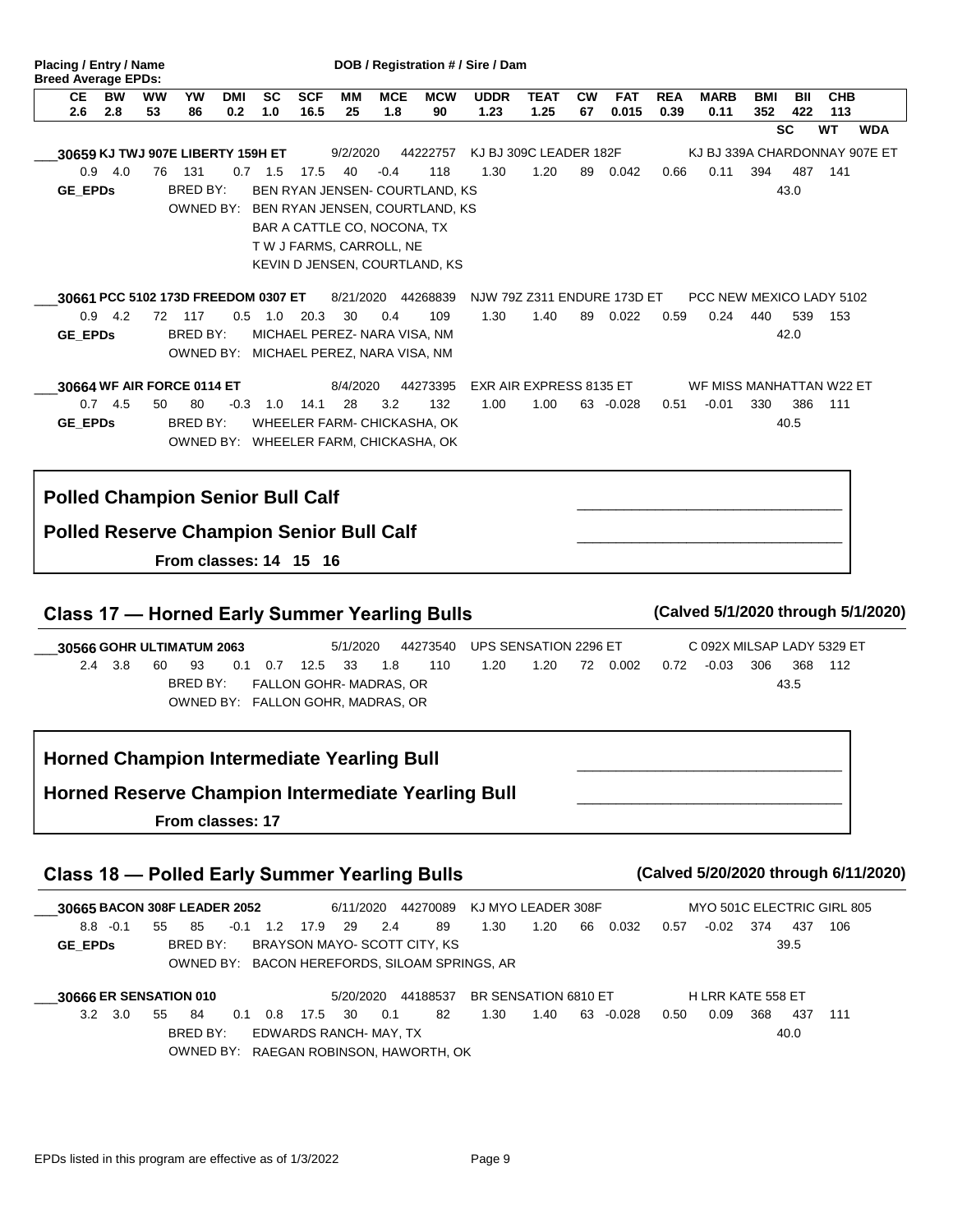**Placing / Entry / Name** DOB / Registration # / Sire / Dam

**Breed Average EPDs:**

| CE | BW | WW | YW | DMI | SC | SCF | MM | MCE | MCW | UDDR | TEAT | CW | FAT | REA | MARB | BMI | BII | CHB |
|---|---|---|---|---|---|---|---|---|---|---|---|---|---|---|---|---|---|---|
| 2.6 | 2.8 | 53 | 86 | 0.2 | 1.0 | 16.5 | 25 | 1.8 | 90 | 1.23 | 1.25 | 67 | 0.015 | 0.39 | 0.11 | 352 | 422 | 113 |

SC WT WDA

___**30659 KJ TWJ 907E LIBERTY 159H ET** 9/2/2020 44222757 KJ BJ 309C LEADER 182F KJ BJ 339A CHARDONNAY 907E ET

| CE | BW | WW | YW | DMI | SC | SCF | MM | MCE | MCW | UDDR | TEAT | CW | FAT | REA | MARB | BMI | BII | CHB |
|---|---|---|---|---|---|---|---|---|---|---|---|---|---|---|---|---|---|---|
| 0.9 | 4.0 | 76 | 131 | 0.7 | 1.5 | 17.5 | 40 | -0.4 | 118 | 1.30 | 1.20 | 89 | 0.042 | 0.66 | 0.11 | 394 | 487 | 141 |

**GE_EPDs** SC: 43.0

BRED BY: BEN RYAN JENSEN- COURTLAND, KS
OWNED BY: BEN RYAN JENSEN, COURTLAND, KS
BAR A CATTLE CO, NOCONA, TX
T W J FARMS, CARROLL, NE
KEVIN D JENSEN, COURTLAND, KS

___**30661 PCC 5102 173D FREEDOM 0307 ET** 8/21/2020 44268839 NJW 79Z Z311 ENDURE 173D ET PCC NEW MEXICO LADY 5102

| CE | BW | WW | YW | DMI | SC | SCF | MM | MCE | MCW | UDDR | TEAT | CW | FAT | REA | MARB | BMI | BII | CHB |
|---|---|---|---|---|---|---|---|---|---|---|---|---|---|---|---|---|---|---|
| 0.9 | 4.2 | 72 | 117 | 0.5 | 1.0 | 20.3 | 30 | 0.4 | 109 | 1.30 | 1.40 | 89 | 0.022 | 0.59 | 0.24 | 440 | 539 | 153 |

**GE_EPDs** SC: 42.0

BRED BY: MICHAEL PEREZ- NARA VISA, NM
OWNED BY: MICHAEL PEREZ, NARA VISA, NM

___**30664 WF AIR FORCE 0114 ET** 8/4/2020 44273395 EXR AIR EXPRESS 8135 ET WF MISS MANHATTAN W22 ET

| CE | BW | WW | YW | DMI | SC | SCF | MM | MCE | MCW | UDDR | TEAT | CW | FAT | REA | MARB | BMI | BII | CHB |
|---|---|---|---|---|---|---|---|---|---|---|---|---|---|---|---|---|---|---|
| 0.7 | 4.5 | 50 | 80 | -0.3 | 1.0 | 14.1 | 28 | 3.2 | 132 | 1.00 | 1.00 | 63 | -0.028 | 0.51 | -0.01 | 330 | 386 | 111 |

**GE_EPDs** SC: 40.5

BRED BY: WHEELER FARM- CHICKASHA, OK
OWNED BY: WHEELER FARM, CHICKASHA, OK

**Polled Champion Senior Bull Calf** ______________________

**Polled Reserve Champion Senior Bull Calf** ______________________

**From classes: 14 15 16**

## Class 17 — Horned Early Summer Yearling Bulls

**(Calved 5/1/2020 through 5/1/2020)**

___**30566 GOHR ULTIMATUM 2063** 5/1/2020 44273540 UPS SENSATION 2296 ET C 092X MILSAP LADY 5329 ET

| CE | BW | WW | YW | DMI | SC | SCF | MM | MCE | MCW | UDDR | TEAT | CW | FAT | REA | MARB | BMI | BII | CHB |
|---|---|---|---|---|---|---|---|---|---|---|---|---|---|---|---|---|---|---|
| 2.4 | 3.8 | 60 | 93 | 0.1 | 0.7 | 12.5 | 33 | 1.8 | 110 | 1.20 | 1.20 | 72 | 0.002 | 0.72 | -0.03 | 306 | 368 | 112 |

SC: 43.5

BRED BY: FALLON GOHR- MADRAS, OR
OWNED BY: FALLON GOHR, MADRAS, OR

**Horned Champion Intermediate Yearling Bull** ______________________

**Horned Reserve Champion Intermediate Yearling Bull** ______________________

**From classes: 17**

## Class 18 — Polled Early Summer Yearling Bulls

**(Calved 5/20/2020 through 6/11/2020)**

___**30665 BACON 308F LEADER 2052** 6/11/2020 44270089 KJ MYO LEADER 308F MYO 501C ELECTRIC GIRL 805

| CE | BW | WW | YW | DMI | SC | SCF | MM | MCE | MCW | UDDR | TEAT | CW | FAT | REA | MARB | BMI | BII | CHB |
|---|---|---|---|---|---|---|---|---|---|---|---|---|---|---|---|---|---|---|
| 8.8 | -0.1 | 55 | 85 | -0.1 | 1.2 | 17.9 | 29 | 2.4 | 89 | 1.30 | 1.20 | 66 | 0.032 | 0.57 | -0.02 | 374 | 437 | 106 |

**GE_EPDs** SC: 39.5

BRED BY: BRAYSON MAYO- SCOTT CITY, KS
OWNED BY: BACON HEREFORDS, SILOAM SPRINGS, AR

___**30666 ER SENSATION 010** 5/20/2020 44188537 BR SENSATION 6810 ET H LRR KATE 558 ET

| CE | BW | WW | YW | DMI | SC | SCF | MM | MCE | MCW | UDDR | TEAT | CW | FAT | REA | MARB | BMI | BII | CHB |
|---|---|---|---|---|---|---|---|---|---|---|---|---|---|---|---|---|---|---|
| 3.2 | 3.0 | 55 | 84 | 0.1 | 0.8 | 17.5 | 30 | 0.1 | 82 | 1.30 | 1.40 | 63 | -0.028 | 0.50 | 0.09 | 368 | 437 | 111 |

SC: 40.0

BRED BY: EDWARDS RANCH- MAY, TX
OWNED BY: RAEGAN ROBINSON, HAWORTH, OK

EPDs listed in this program are effective as of 1/3/2022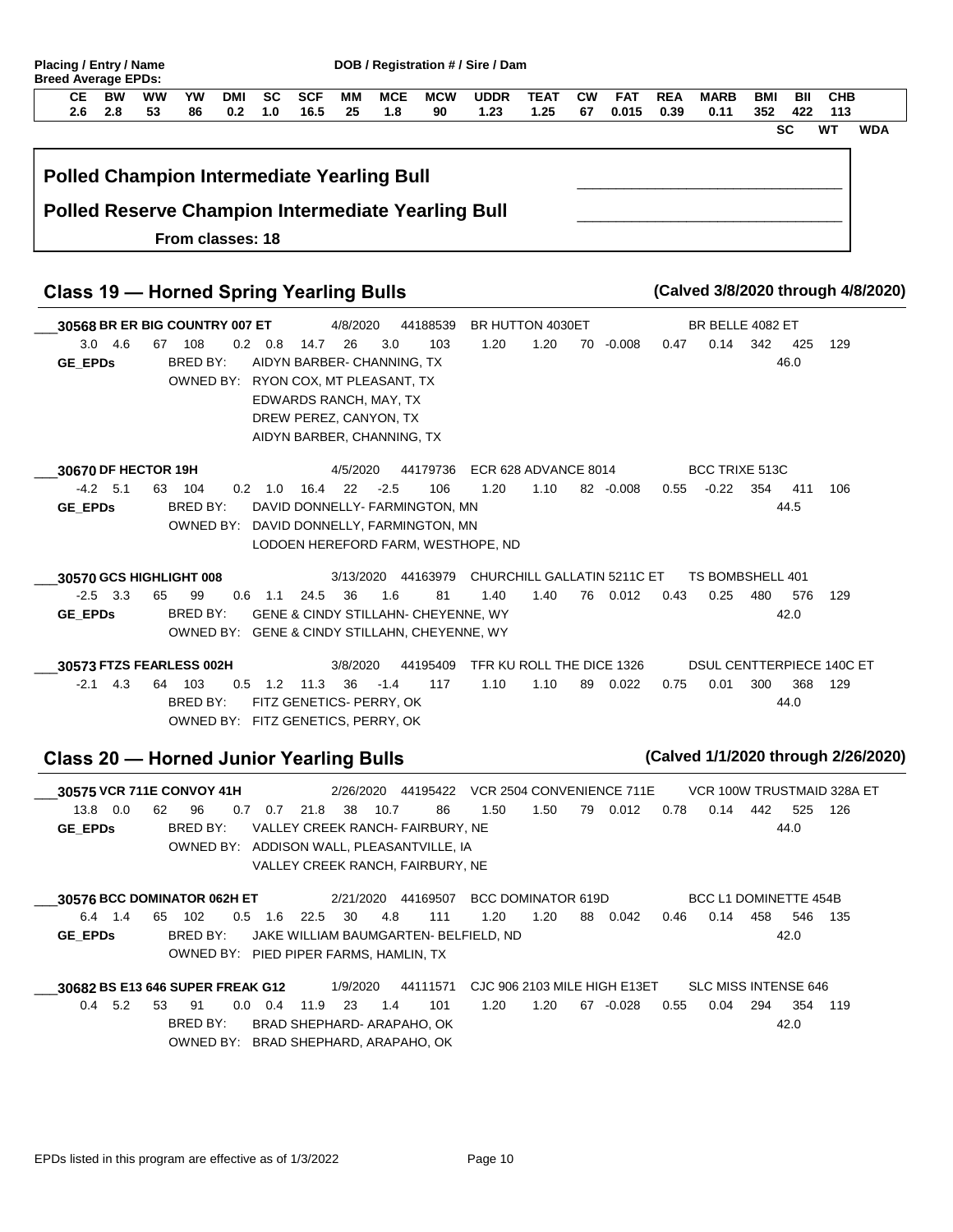**Placing / Entry / Name** **DOB / Registration # / Sire / Dam**

**Breed Average EPDs:**

| CE | BW | WW | YW | DMI | SC | SCF | MM | MCE | MCW | UDDR | TEAT | CW | FAT | REA | MARB | BMI | BII | CHB |
|---|---|---|---|---|---|---|---|---|---|---|---|---|---|---|---|---|---|---|
| 2.6 | 2.8 | 53 | 86 | 0.2 | 1.0 | 16.5 | 25 | 1.8 | 90 | 1.23 | 1.25 | 67 | 0.015 | 0.39 | 0.11 | 352 | 422 | 113 |

**SC** **WT** **WDA**

**Polled Champion Intermediate Yearling Bull** \_\_\_\_\_\_\_\_\_\_\_\_\_\_\_\_\_\_\_\_\_\_\_\_\_\_\_\_\_\_

**Polled Reserve Champion Intermediate Yearling Bull** \_\_\_\_\_\_\_\_\_\_\_\_\_\_\_\_\_\_\_\_\_\_\_\_\_\_\_\_\_\_

**From classes: 18**

## Class 19 — Horned Spring Yearling Bulls

**(Calved 3/8/2020 through 4/8/2020)**

\_\_\_**30568 BR ER BIG COUNTRY 007 ET** 4/8/2020 44188539 BR HUTTON 4030ET BR BELLE 4082 ET

3.0 4.6 67 108 0.2 0.8 14.7 26 3.0 103 1.20 1.20 70 -0.008 0.47 0.14 342 425 129

**GE_EPDs** BRED BY: AIDYN BARBER- CHANNING, TX — SC: 46.0

OWNED BY: RYON COX, MT PLEASANT, TX
EDWARDS RANCH, MAY, TX
DREW PEREZ, CANYON, TX
AIDYN BARBER, CHANNING, TX

\_\_\_**30670 DF HECTOR 19H** 4/5/2020 44179736 ECR 628 ADVANCE 8014 BCC TRIXE 513C

-4.2 5.1 63 104 0.2 1.0 16.4 22 -2.5 106 1.20 1.10 82 -0.008 0.55 -0.22 354 411 106

**GE_EPDs** BRED BY: DAVID DONNELLY- FARMINGTON, MN — SC: 44.5

OWNED BY: DAVID DONNELLY, FARMINGTON, MN
LODOEN HEREFORD FARM, WESTHOPE, ND

\_\_\_**30570 GCS HIGHLIGHT 008** 3/13/2020 44163979 CHURCHILL GALLATIN 5211C ET TS BOMBSHELL 401

-2.5 3.3 65 99 0.6 1.1 24.5 36 1.6 81 1.40 1.40 76 0.012 0.43 0.25 480 576 129

**GE_EPDs** BRED BY: GENE & CINDY STILLAHN- CHEYENNE, WY — SC: 42.0

OWNED BY: GENE & CINDY STILLAHN, CHEYENNE, WY

\_\_\_**30573 FTZS FEARLESS 002H** 3/8/2020 44195409 TFR KU ROLL THE DICE 1326 DSUL CENTTERPIECE 140C ET

-2.1 4.3 64 103 0.5 1.2 11.3 36 -1.4 117 1.10 1.10 89 0.022 0.75 0.01 300 368 129

BRED BY: FITZ GENETICS- PERRY, OK — SC: 44.0

OWNED BY: FITZ GENETICS, PERRY, OK

## Class 20 — Horned Junior Yearling Bulls

**(Calved 1/1/2020 through 2/26/2020)**

\_\_\_**30575 VCR 711E CONVOY 41H** 2/26/2020 44195422 VCR 2504 CONVENIENCE 711E VCR 100W TRUSTMAID 328A ET

13.8 0.0 62 96 0.7 0.7 21.8 38 10.7 86 1.50 1.50 79 0.012 0.78 0.14 442 525 126

**GE_EPDs** BRED BY: VALLEY CREEK RANCH- FAIRBURY, NE — SC: 44.0

OWNED BY: ADDISON WALL, PLEASANTVILLE, IA
VALLEY CREEK RANCH, FAIRBURY, NE

\_\_\_**30576 BCC DOMINATOR 062H ET** 2/21/2020 44169507 BCC DOMINATOR 619D BCC L1 DOMINETTE 454B

6.4 1.4 65 102 0.5 1.6 22.5 30 4.8 111 1.20 1.20 88 0.042 0.46 0.14 458 546 135

**GE_EPDs** BRED BY: JAKE WILLIAM BAUMGARTEN- BELFIELD, ND — SC: 42.0

OWNED BY: PIED PIPER FARMS, HAMLIN, TX

\_\_\_**30682 BS E13 646 SUPER FREAK G12** 1/9/2020 44111571 CJC 906 2103 MILE HIGH E13ET SLC MISS INTENSE 646

0.4 5.2 53 91 0.0 0.4 11.9 23 1.4 101 1.20 1.20 67 -0.028 0.55 0.04 294 354 119

BRED BY: BRAD SHEPHARD- ARAPAHO, OK — SC: 42.0

OWNED BY: BRAD SHEPHARD, ARAPAHO, OK

EPDs listed in this program are effective as of 1/3/2022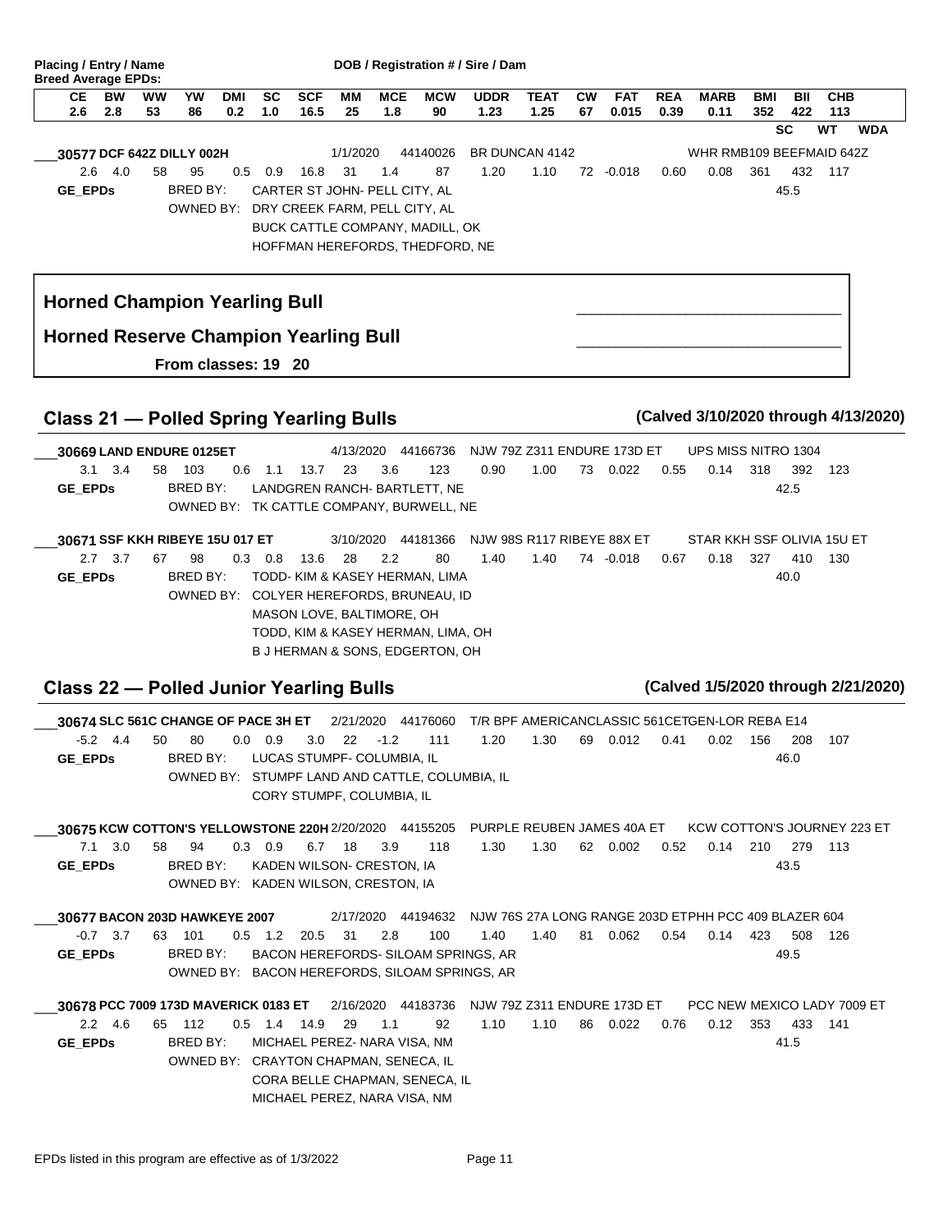**Placing / Entry / Name** | **DOB / Registration # / Sire / Dam**

**Breed Average EPDs:**

| CE | BW | WW | YW | DMI | SC | SCF | MM | MCE | MCW | UDDR | TEAT | CW | FAT | REA | MARB | BMI | BII | CHB |
|---|---|---|---|---|---|---|---|---|---|---|---|---|---|---|---|---|---|---|
| 2.6 | 2.8 | 53 | 86 | 0.2 | 1.0 | 16.5 | 25 | 1.8 | 90 | 1.23 | 1.25 | 67 | 0.015 | 0.39 | 0.11 | 352 | 422 | 113 |

SC | WT | WDA

___**30577 DCF 642Z DILLY 002H** — 1/1/2020 — 44140026 — BR DUNCAN 4142 — WHR RMB109 BEEFMAID 642Z

| CE | BW | WW | YW | DMI | SC | SCF | MM | MCE | MCW | UDDR | TEAT | CW | FAT | REA | MARB | BMI | BII | CHB |
|---|---|---|---|---|---|---|---|---|---|---|---|---|---|---|---|---|---|---|
| 2.6 | 4.0 | 58 | 95 | 0.5 | 0.9 | 16.8 | 31 | 1.4 | 87 | 1.20 | 1.10 | 72 | -0.018 | 0.60 | 0.08 | 361 | 432 | 117 |

**GE_EPDs** — SC: 45.5

BRED BY: CARTER ST JOHN- PELL CITY, AL
OWNED BY: DRY CREEK FARM, PELL CITY, AL
BUCK CATTLE COMPANY, MADILL, OK
HOFFMAN HEREFORDS, THEDFORD, NE

## Horned Champion Yearling Bull ________________________________

## Horned Reserve Champion Yearling Bull ________________________________

**From classes: 19 20**

## Class 21 — Polled Spring Yearling Bulls

**(Calved 3/10/2020 through 4/13/2020)**

___**30669 LAND ENDURE 0125ET** — 4/13/2020 — 44166736 — NJW 79Z Z311 ENDURE 173D ET — UPS MISS NITRO 1304

| CE | BW | WW | YW | DMI | SC | SCF | MM | MCE | MCW | UDDR | TEAT | CW | FAT | REA | MARB | BMI | BII | CHB |
|---|---|---|---|---|---|---|---|---|---|---|---|---|---|---|---|---|---|---|
| 3.1 | 3.4 | 58 | 103 | 0.6 | 1.1 | 13.7 | 23 | 3.6 | 123 | 0.90 | 1.00 | 73 | 0.022 | 0.55 | 0.14 | 318 | 392 | 123 |

**GE_EPDs** — SC: 42.5

BRED BY: LANDGREN RANCH- BARTLETT, NE
OWNED BY: TK CATTLE COMPANY, BURWELL, NE

___**30671 SSF KKH RIBEYE 15U 017 ET** — 3/10/2020 — 44181366 — NJW 98S R117 RIBEYE 88X ET — STAR KKH SSF OLIVIA 15U ET

| CE | BW | WW | YW | DMI | SC | SCF | MM | MCE | MCW | UDDR | TEAT | CW | FAT | REA | MARB | BMI | BII | CHB |
|---|---|---|---|---|---|---|---|---|---|---|---|---|---|---|---|---|---|---|
| 2.7 | 3.7 | 67 | 98 | 0.3 | 0.8 | 13.6 | 28 | 2.2 | 80 | 1.40 | 1.40 | 74 | -0.018 | 0.67 | 0.18 | 327 | 410 | 130 |

**GE_EPDs** — SC: 40.0

BRED BY: TODD- KIM & KASEY HERMAN, LIMA
OWNED BY: COLYER HEREFORDS, BRUNEAU, ID
MASON LOVE, BALTIMORE, OH
TODD, KIM & KASEY HERMAN, LIMA, OH
B J HERMAN & SONS, EDGERTON, OH

## Class 22 — Polled Junior Yearling Bulls

**(Calved 1/5/2020 through 2/21/2020)**

___**30674 SLC 561C CHANGE OF PACE 3H ET** — 2/21/2020 — 44176060 — T/R BPF AMERICANCLASSIC 561CET — GEN-LOR REBA E14

| CE | BW | WW | YW | DMI | SC | SCF | MM | MCE | MCW | UDDR | TEAT | CW | FAT | REA | MARB | BMI | BII | CHB |
|---|---|---|---|---|---|---|---|---|---|---|---|---|---|---|---|---|---|---|
| -5.2 | 4.4 | 50 | 80 | 0.0 | 0.9 | 3.0 | 22 | -1.2 | 111 | 1.20 | 1.30 | 69 | 0.012 | 0.41 | 0.02 | 156 | 208 | 107 |

**GE_EPDs** — SC: 46.0

BRED BY: LUCAS STUMPF- COLUMBIA, IL
OWNED BY: STUMPF LAND AND CATTLE, COLUMBIA, IL
CORY STUMPF, COLUMBIA, IL

___**30675 KCW COTTON'S YELLOWSTONE 220H** — 2/20/2020 — 44155205 — PURPLE REUBEN JAMES 40A ET — KCW COTTON'S JOURNEY 223 ET

| CE | BW | WW | YW | DMI | SC | SCF | MM | MCE | MCW | UDDR | TEAT | CW | FAT | REA | MARB | BMI | BII | CHB |
|---|---|---|---|---|---|---|---|---|---|---|---|---|---|---|---|---|---|---|
| 7.1 | 3.0 | 58 | 94 | 0.3 | 0.9 | 6.7 | 18 | 3.9 | 118 | 1.30 | 1.30 | 62 | 0.002 | 0.52 | 0.14 | 210 | 279 | 113 |

**GE_EPDs** — SC: 43.5

BRED BY: KADEN WILSON- CRESTON, IA
OWNED BY: KADEN WILSON, CRESTON, IA

___**30677 BACON 203D HAWKEYE 2007** — 2/17/2020 — 44194632 — NJW 76S 27A LONG RANGE 203D ET — PHH PCC 409 BLAZER 604

| CE | BW | WW | YW | DMI | SC | SCF | MM | MCE | MCW | UDDR | TEAT | CW | FAT | REA | MARB | BMI | BII | CHB |
|---|---|---|---|---|---|---|---|---|---|---|---|---|---|---|---|---|---|---|
| -0.7 | 3.7 | 63 | 101 | 0.5 | 1.2 | 20.5 | 31 | 2.8 | 100 | 1.40 | 1.40 | 81 | 0.062 | 0.54 | 0.14 | 423 | 508 | 126 |

**GE_EPDs** — SC: 49.5

BRED BY: BACON HEREFORDS- SILOAM SPRINGS, AR
OWNED BY: BACON HEREFORDS, SILOAM SPRINGS, AR

___**30678 PCC 7009 173D MAVERICK 0183 ET** — 2/16/2020 — 44183736 — NJW 79Z Z311 ENDURE 173D ET — PCC NEW MEXICO LADY 7009 ET

| CE | BW | WW | YW | DMI | SC | SCF | MM | MCE | MCW | UDDR | TEAT | CW | FAT | REA | MARB | BMI | BII | CHB |
|---|---|---|---|---|---|---|---|---|---|---|---|---|---|---|---|---|---|---|
| 2.2 | 4.6 | 65 | 112 | 0.5 | 1.4 | 14.9 | 29 | 1.1 | 92 | 1.10 | 1.10 | 86 | 0.022 | 0.76 | 0.12 | 353 | 433 | 141 |

**GE_EPDs** — SC: 41.5

BRED BY: MICHAEL PEREZ- NARA VISA, NM
OWNED BY: CRAYTON CHAPMAN, SENECA, IL
CORA BELLE CHAPMAN, SENECA, IL
MICHAEL PEREZ, NARA VISA, NM

EPDs listed in this program are effective as of 1/3/2022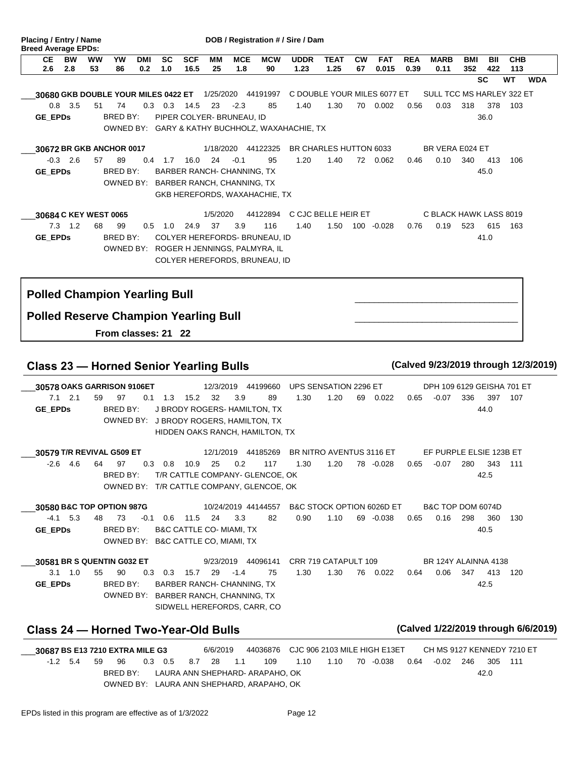**Placing / Entry / Name** **DOB / Registration # / Sire / Dam**

**Breed Average EPDs:**

| CE | BW | WW | YW | DMI | SC | SCF | MM | MCE | MCW | UDDR | TEAT | CW | FAT | REA | MARB | BMI | BII | CHB |
|---|---|---|---|---|---|---|---|---|---|---|---|---|---|---|---|---|---|---|
| 2.6 | 2.8 | 53 | 86 | 0.2 | 1.0 | 16.5 | 25 | 1.8 | 90 | 1.23 | 1.25 | 67 | 0.015 | 0.39 | 0.11 | 352 | 422 | 113 |

SC WT WDA

___**30680 GKB DOUBLE YOUR MILES 0422 ET** 1/25/2020 44191997 C DOUBLE YOUR MILES 6077 ET SULL TCC MS HARLEY 322 ET

| CE | BW | WW | YW | DMI | SC | SCF | MM | MCE | MCW | UDDR | TEAT | CW | FAT | REA | MARB | BMI | BII | CHB |
|---|---|---|---|---|---|---|---|---|---|---|---|---|---|---|---|---|---|---|
| 0.8 | 3.5 | 51 | 74 | 0.3 | 0.3 | 14.5 | 23 | -2.3 | 85 | 1.40 | 1.30 | 70 | 0.002 | 0.56 | 0.03 | 318 | 378 | 103 |

**GE_EPDs** SC: 36.0

BRED BY: PIPER COLYER- BRUNEAU, ID
OWNED BY: GARY & KATHY BUCHHOLZ, WAXAHACHIE, TX

___**30672 BR GKB ANCHOR 0017** 1/18/2020 44122325 BR CHARLES HUTTON 6033 BR VERA E024 ET

| CE | BW | WW | YW | DMI | SC | SCF | MM | MCE | MCW | UDDR | TEAT | CW | FAT | REA | MARB | BMI | BII | CHB |
|---|---|---|---|---|---|---|---|---|---|---|---|---|---|---|---|---|---|---|
| -0.3 | 2.6 | 57 | 89 | 0.4 | 1.7 | 16.0 | 24 | -0.1 | 95 | 1.20 | 1.40 | 72 | 0.062 | 0.46 | 0.10 | 340 | 413 | 106 |

**GE_EPDs** SC: 45.0

BRED BY: BARBER RANCH- CHANNING, TX
OWNED BY: BARBER RANCH, CHANNING, TX
GKB HEREFORDS, WAXAHACHIE, TX

___**30684 C KEY WEST 0065** 1/5/2020 44122894 C CJC BELLE HEIR ET C BLACK HAWK LASS 8019

| CE | BW | WW | YW | DMI | SC | SCF | MM | MCE | MCW | UDDR | TEAT | CW | FAT | REA | MARB | BMI | BII | CHB |
|---|---|---|---|---|---|---|---|---|---|---|---|---|---|---|---|---|---|---|
| 7.3 | 1.2 | 68 | 99 | 0.5 | 1.0 | 24.9 | 37 | 3.9 | 116 | 1.40 | 1.50 | 100 | -0.028 | 0.76 | 0.19 | 523 | 615 | 163 |

**GE_EPDs** SC: 41.0

BRED BY: COLYER HEREFORDS- BRUNEAU, ID
OWNED BY: ROGER H JENNINGS, PALMYRA, IL
COLYER HEREFORDS, BRUNEAU, ID

**Polled Champion Yearling Bull** ______________________________

**Polled Reserve Champion Yearling Bull** ______________________________

**From classes: 21 22**

## Class 23 — Horned Senior Yearling Bulls (Calved 9/23/2019 through 12/3/2019)

___**30578 OAKS GARRISON 9106ET** 12/3/2019 44199660 UPS SENSATION 2296 ET DPH 109 6129 GEISHA 701 ET

| CE | BW | WW | YW | DMI | SC | SCF | MM | MCE | MCW | UDDR | TEAT | CW | FAT | REA | MARB | BMI | BII | CHB |
|---|---|---|---|---|---|---|---|---|---|---|---|---|---|---|---|---|---|---|
| 7.1 | 2.1 | 59 | 97 | 0.1 | 1.3 | 15.2 | 32 | 3.9 | 89 | 1.30 | 1.20 | 69 | 0.022 | 0.65 | -0.07 | 336 | 397 | 107 |

**GE_EPDs** SC: 44.0

BRED BY: J BRODY ROGERS- HAMILTON, TX
OWNED BY: J BRODY ROGERS, HAMILTON, TX
HIDDEN OAKS RANCH, HAMILTON, TX

___**30579 T/R REVIVAL G509 ET** 12/1/2019 44185269 BR NITRO AVENTUS 3116 ET EF PURPLE ELSIE 123B ET

| CE | BW | WW | YW | DMI | SC | SCF | MM | MCE | MCW | UDDR | TEAT | CW | FAT | REA | MARB | BMI | BII | CHB |
|---|---|---|---|---|---|---|---|---|---|---|---|---|---|---|---|---|---|---|
| -2.6 | 4.6 | 64 | 97 | 0.3 | 0.8 | 10.9 | 25 | 0.2 | 117 | 1.30 | 1.20 | 78 | -0.028 | 0.65 | -0.07 | 280 | 343 | 111 |

SC: 42.5

BRED BY: T/R CATTLE COMPANY- GLENCOE, OK
OWNED BY: T/R CATTLE COMPANY, GLENCOE, OK

___**30580 B&C TOP OPTION 987G** 10/24/2019 44144557 B&C STOCK OPTION 6026D ET B&C TOP DOM 6074D

| CE | BW | WW | YW | DMI | SC | SCF | MM | MCE | MCW | UDDR | TEAT | CW | FAT | REA | MARB | BMI | BII | CHB |
|---|---|---|---|---|---|---|---|---|---|---|---|---|---|---|---|---|---|---|
| -4.1 | 5.3 | 48 | 73 | -0.1 | 0.6 | 11.5 | 24 | 3.3 | 82 | 0.90 | 1.10 | 69 | -0.038 | 0.65 | 0.16 | 298 | 360 | 130 |

**GE_EPDs** SC: 40.5

BRED BY: B&C CATTLE CO- MIAMI, TX
OWNED BY: B&C CATTLE CO, MIAMI, TX

___**30581 BR S QUENTIN G032 ET** 9/23/2019 44096141 CRR 719 CATAPULT 109 BR 124Y ALAINNA 4138

| CE | BW | WW | YW | DMI | SC | SCF | MM | MCE | MCW | UDDR | TEAT | CW | FAT | REA | MARB | BMI | BII | CHB |
|---|---|---|---|---|---|---|---|---|---|---|---|---|---|---|---|---|---|---|
| 3.1 | 1.0 | 55 | 90 | 0.3 | 0.3 | 15.7 | 29 | -1.4 | 75 | 1.30 | 1.30 | 76 | 0.022 | 0.64 | 0.06 | 347 | 413 | 120 |

**GE_EPDs** SC: 42.5

BRED BY: BARBER RANCH- CHANNING, TX
OWNED BY: BARBER RANCH, CHANNING, TX
SIDWELL HEREFORDS, CARR, CO

## Class 24 — Horned Two-Year-Old Bulls (Calved 1/22/2019 through 6/6/2019)

___**30687 BS E13 7210 EXTRA MILE G3** 6/6/2019 44036876 CJC 906 2103 MILE HIGH E13ET CH MS 9127 KENNEDY 7210 ET

| CE | BW | WW | YW | DMI | SC | SCF | MM | MCE | MCW | UDDR | TEAT | CW | FAT | REA | MARB | BMI | BII | CHB |
|---|---|---|---|---|---|---|---|---|---|---|---|---|---|---|---|---|---|---|
| -1.2 | 5.4 | 59 | 96 | 0.3 | 0.5 | 8.7 | 28 | 1.1 | 109 | 1.10 | 1.10 | 70 | -0.038 | 0.64 | -0.02 | 246 | 305 | 111 |

SC: 42.0

BRED BY: LAURA ANN SHEPHARD- ARAPAHO, OK
OWNED BY: LAURA ANN SHEPHARD, ARAPAHO, OK

EPDs listed in this program are effective as of 1/3/2022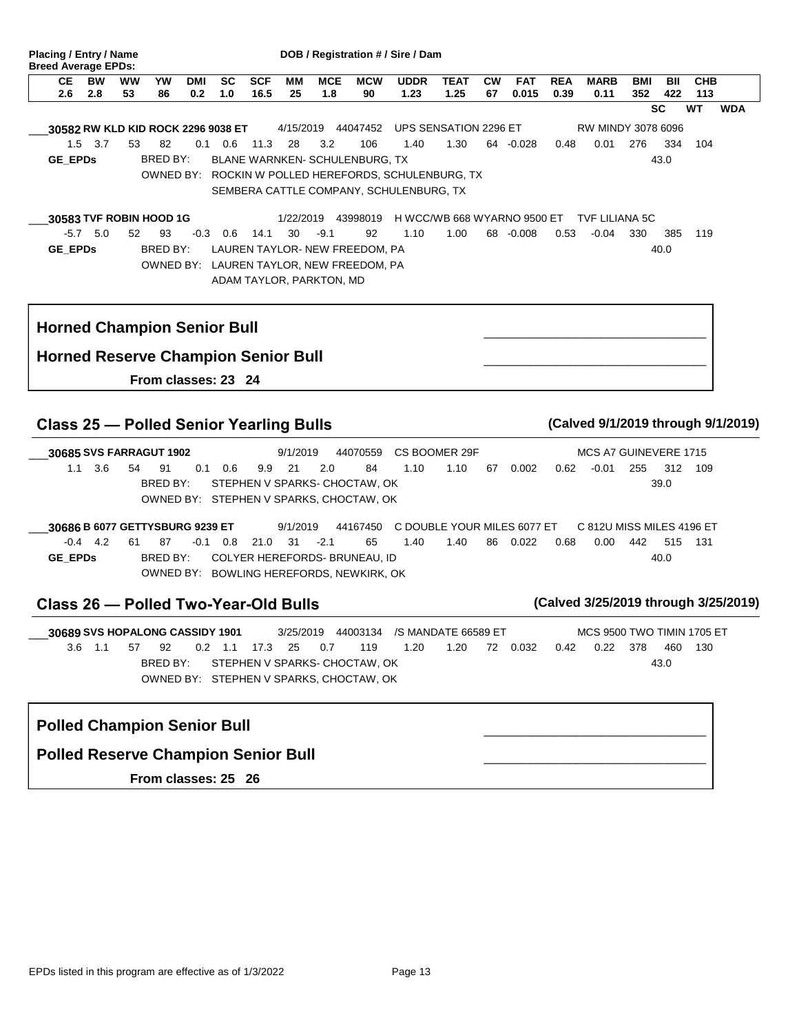**Placing / Entry / Name** **DOB / Registration # / Sire / Dam**

**Breed Average EPDs:**

| CE | BW | WW | YW | DMI | SC | SCF | MM | MCE | MCW | UDDR | TEAT | CW | FAT | REA | MARB | BMI | BII | CHB |
|---|---|---|---|---|---|---|---|---|---|---|---|---|---|---|---|---|---|---|
| 2.6 | 2.8 | 53 | 86 | 0.2 | 1.0 | 16.5 | 25 | 1.8 | 90 | 1.23 | 1.25 | 67 | 0.015 | 0.39 | 0.11 | 352 | 422 | 113 |

SC WT WDA

___**30582 RW KLD KID ROCK 2296 9038 ET** 4/15/2019 44047452 UPS SENSATION 2296 ET RW MINDY 3078 6096

| 1.5 | 3.7 | 53 | 82 | 0.1 | 0.6 | 11.3 | 28 | 3.2 | 106 | 1.40 | 1.30 | 64 | -0.028 | 0.48 | 0.01 | 276 | 334 | 104 |
|---|---|---|---|---|---|---|---|---|---|---|---|---|---|---|---|---|---|---|

**GE_EPDs** BRED BY: BLANE WARNKEN- SCHULENBURG, TX — SC 43.0

OWNED BY: ROCKIN W POLLED HEREFORDS, SCHULENBURG, TX
SEMBERA CATTLE COMPANY, SCHULENBURG, TX

___**30583 TVF ROBIN HOOD 1G** 1/22/2019 43998019 H WCC/WB 668 WYARNO 9500 ET TVF LILIANA 5C

| -5.7 | 5.0 | 52 | 93 | -0.3 | 0.6 | 14.1 | 30 | -9.1 | 92 | 1.10 | 1.00 | 68 | -0.008 | 0.53 | -0.04 | 330 | 385 | 119 |
|---|---|---|---|---|---|---|---|---|---|---|---|---|---|---|---|---|---|---|

**GE_EPDs** BRED BY: LAUREN TAYLOR- NEW FREEDOM, PA — SC 40.0

OWNED BY: LAUREN TAYLOR, NEW FREEDOM, PA
ADAM TAYLOR, PARKTON, MD

**Horned Champion Senior Bull** _______________________________

**Horned Reserve Champion Senior Bull** _______________________________

**From classes: 23 24**

## Class 25 — Polled Senior Yearling Bulls

**(Calved 9/1/2019 through 9/1/2019)**

___**30685 SVS FARRAGUT 1902** 9/1/2019 44070559 CS BOOMER 29F MCS A7 GUINEVERE 1715

| 1.1 | 3.6 | 54 | 91 | 0.1 | 0.6 | 9.9 | 21 | 2.0 | 84 | 1.10 | 1.10 | 67 | 0.002 | 0.62 | -0.01 | 255 | 312 | 109 |
|---|---|---|---|---|---|---|---|---|---|---|---|---|---|---|---|---|---|---|

BRED BY: STEPHEN V SPARKS- CHOCTAW, OK — SC 39.0

OWNED BY: STEPHEN V SPARKS, CHOCTAW, OK

___**30686 B 6077 GETTYSBURG 9239 ET** 9/1/2019 44167450 C DOUBLE YOUR MILES 6077 ET C 812U MISS MILES 4196 ET

| -0.4 | 4.2 | 61 | 87 | -0.1 | 0.8 | 21.0 | 31 | -2.1 | 65 | 1.40 | 1.40 | 86 | 0.022 | 0.68 | 0.00 | 442 | 515 | 131 |
|---|---|---|---|---|---|---|---|---|---|---|---|---|---|---|---|---|---|---|

**GE_EPDs** BRED BY: COLYER HEREFORDS- BRUNEAU, ID — SC 40.0

OWNED BY: BOWLING HEREFORDS, NEWKIRK, OK

## Class 26 — Polled Two-Year-Old Bulls

**(Calved 3/25/2019 through 3/25/2019)**

___**30689 SVS HOPALONG CASSIDY 1901** 3/25/2019 44003134 /S MANDATE 66589 ET MCS 9500 TWO TIMIN 1705 ET

| 3.6 | 1.1 | 57 | 92 | 0.2 | 1.1 | 17.3 | 25 | 0.7 | 119 | 1.20 | 1.20 | 72 | 0.032 | 0.42 | 0.22 | 378 | 460 | 130 |
|---|---|---|---|---|---|---|---|---|---|---|---|---|---|---|---|---|---|---|

BRED BY: STEPHEN V SPARKS- CHOCTAW, OK — SC 43.0

OWNED BY: STEPHEN V SPARKS, CHOCTAW, OK

**Polled Champion Senior Bull** _______________________________

**Polled Reserve Champion Senior Bull** _______________________________

**From classes: 25 26**

EPDs listed in this program are effective as of 1/3/2022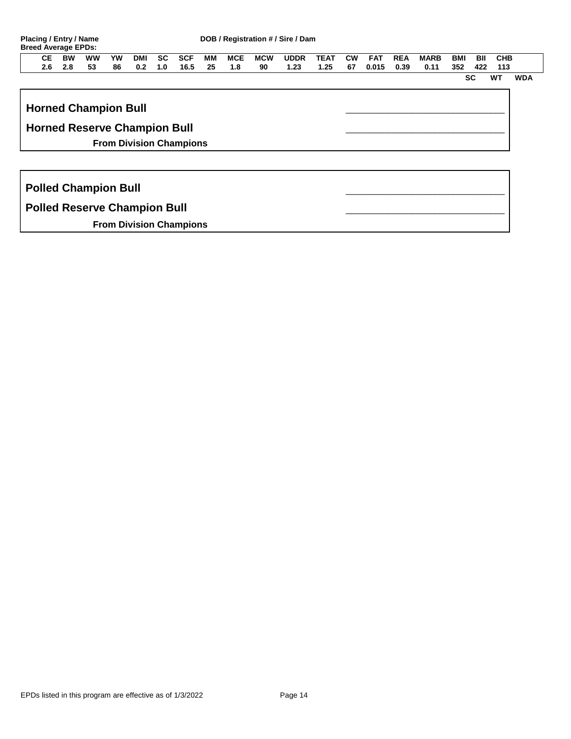**Placing / Entry / Name** **DOB / Registration # / Sire / Dam**

**Breed Average EPDs:**

| CE | BW | WW | YW | DMI | SC | SCF | MM | MCE | MCW | UDDR | TEAT | CW | FAT | REA | MARB | BMI | BII | CHB |
|---|---|---|---|---|---|---|---|---|---|---|---|---|---|---|---|---|---|---|
| 2.6 | 2.8 | 53 | 86 | 0.2 | 1.0 | 16.5 | 25 | 1.8 | 90 | 1.23 | 1.25 | 67 | 0.015 | 0.39 | 0.11 | 352 | 422 | 113 |

**SC** **WT** **WDA**

**Horned Champion Bull** ______________________________

**Horned Reserve Champion Bull** ______________________________

**From Division Champions**

**Polled Champion Bull** ______________________________

**Polled Reserve Champion Bull** ______________________________

**From Division Champions**

EPDs listed in this program are effective as of 1/3/2022